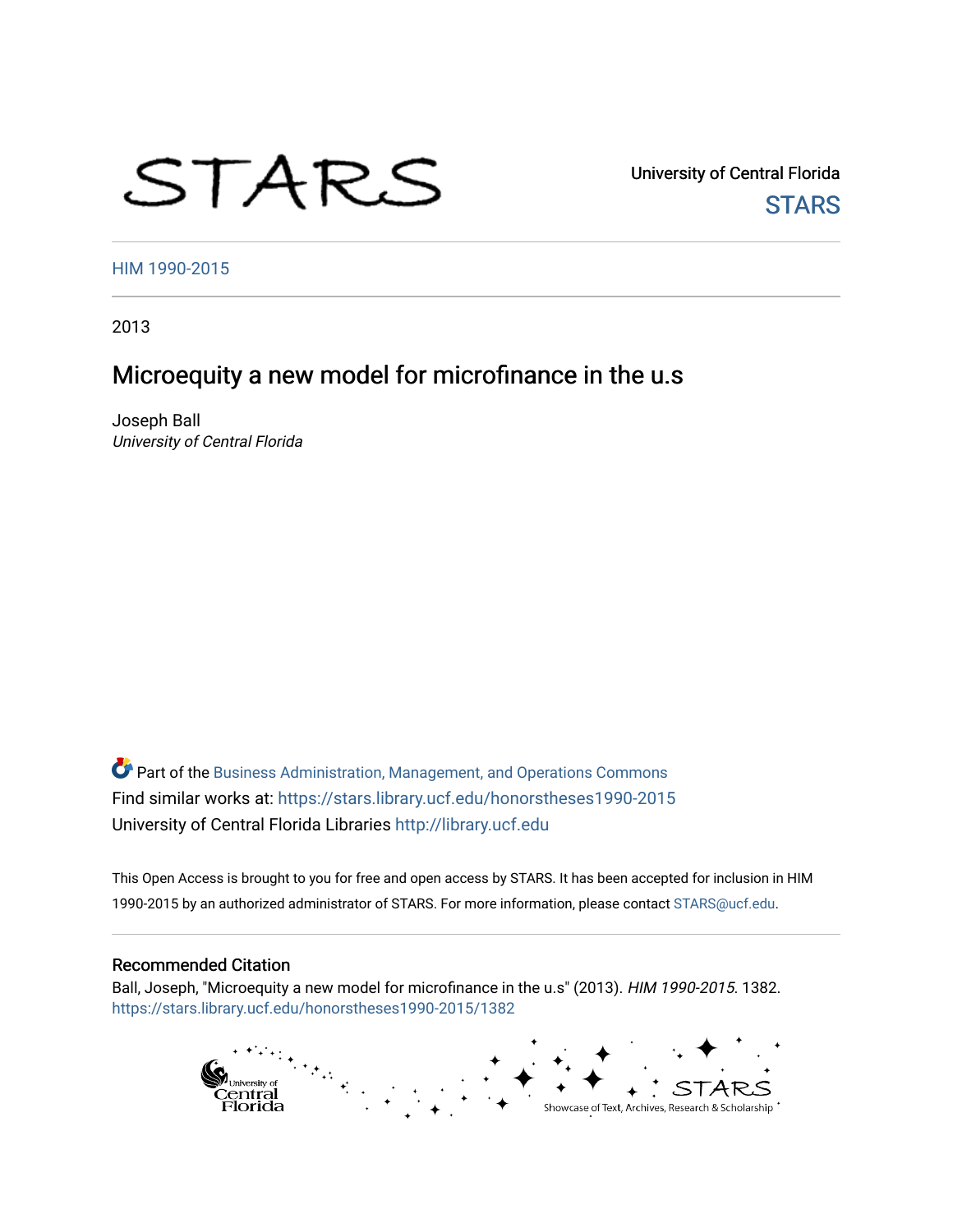STARS

University of Central Florida

STARS

HIM 1990-2015

2013

# Microequity a new model for microfinance in the u.s

Joseph Ball
*University of Central Florida*

Part of the Business Administration, Management, and Operations Commons
Find similar works at: https://stars.library.ucf.edu/honorstheses1990-2015
University of Central Florida Libraries http://library.ucf.edu

This Open Access is brought to you for free and open access by STARS. It has been accepted for inclusion in HIM 1990-2015 by an authorized administrator of STARS. For more information, please contact STARS@ucf.edu.

## Recommended Citation

Ball, Joseph, "Microequity a new model for microfinance in the u.s" (2013). *HIM 1990-2015*. 1382.
https://stars.library.ucf.edu/honorstheses1990-2015/1382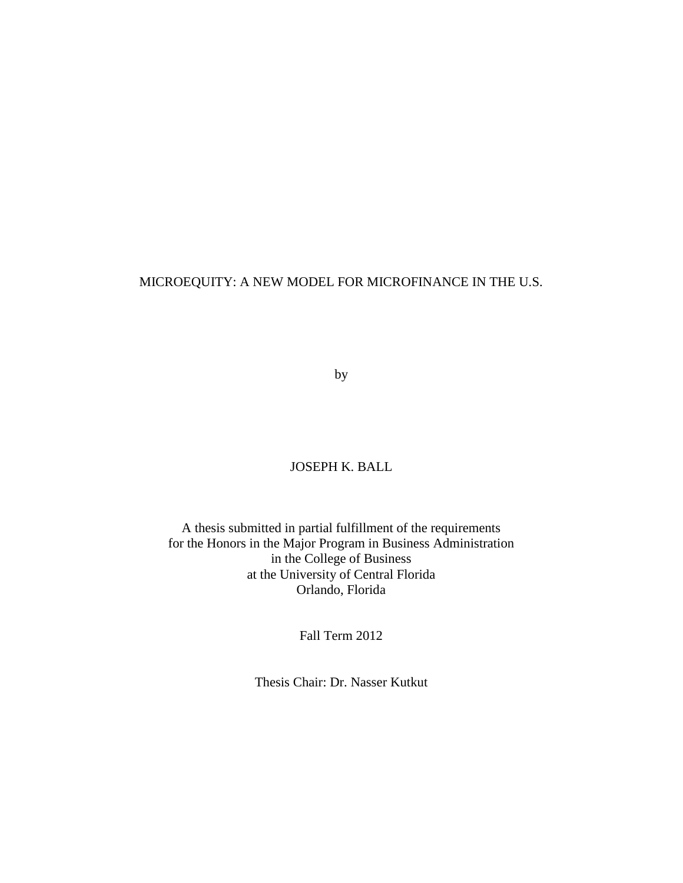# MICROEQUITY: A NEW MODEL FOR MICROFINANCE IN THE U.S.

by

JOSEPH K. BALL

A thesis submitted in partial fulfillment of the requirements
for the Honors in the Major Program in Business Administration
in the College of Business
at the University of Central Florida
Orlando, Florida

Fall Term 2012

Thesis Chair: Dr. Nasser Kutkut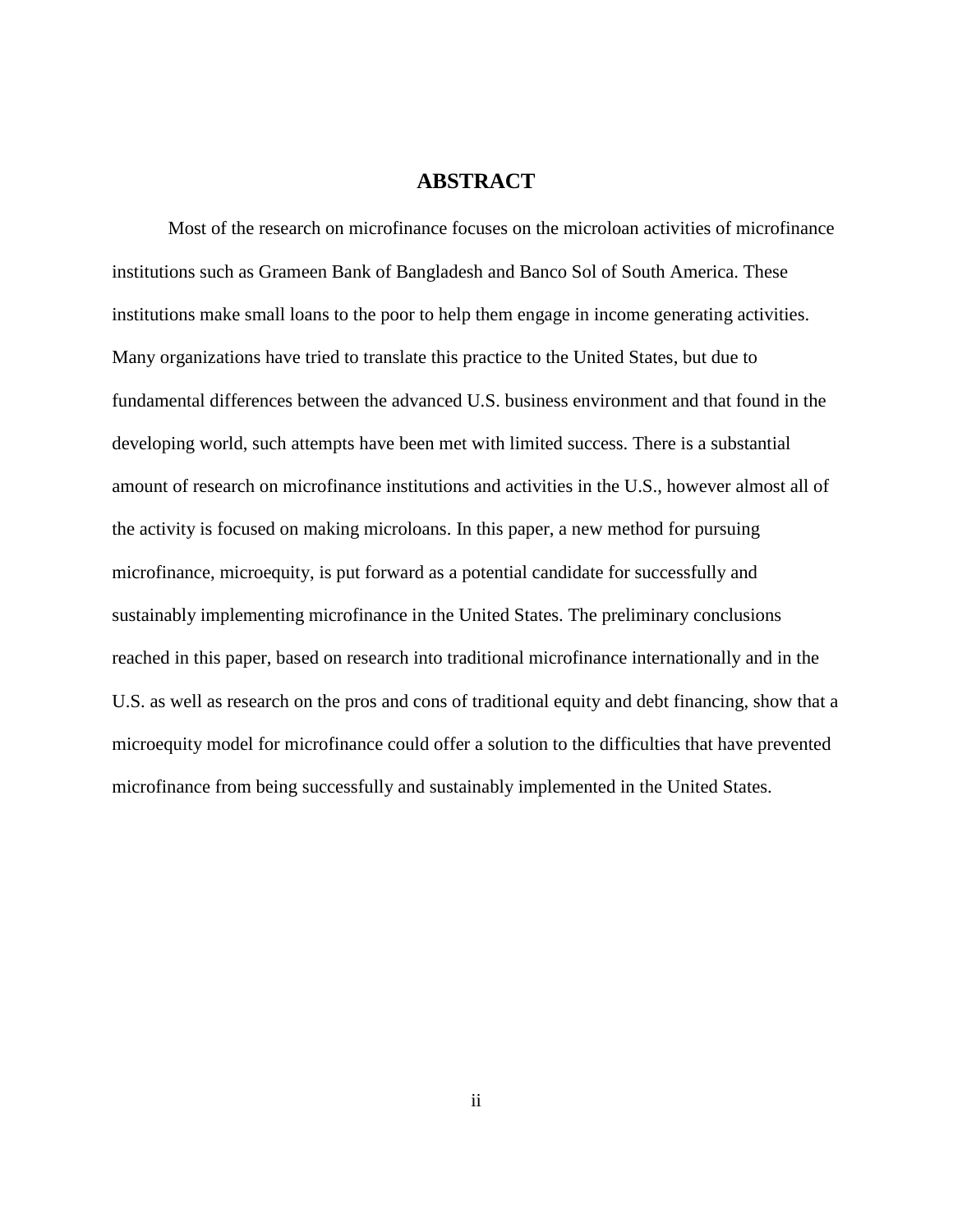# ABSTRACT

Most of the research on microfinance focuses on the microloan activities of microfinance institutions such as Grameen Bank of Bangladesh and Banco Sol of South America. These institutions make small loans to the poor to help them engage in income generating activities. Many organizations have tried to translate this practice to the United States, but due to fundamental differences between the advanced U.S. business environment and that found in the developing world, such attempts have been met with limited success. There is a substantial amount of research on microfinance institutions and activities in the U.S., however almost all of the activity is focused on making microloans. In this paper, a new method for pursuing microfinance, microequity, is put forward as a potential candidate for successfully and sustainably implementing microfinance in the United States. The preliminary conclusions reached in this paper, based on research into traditional microfinance internationally and in the U.S. as well as research on the pros and cons of traditional equity and debt financing, show that a microequity model for microfinance could offer a solution to the difficulties that have prevented microfinance from being successfully and sustainably implemented in the United States.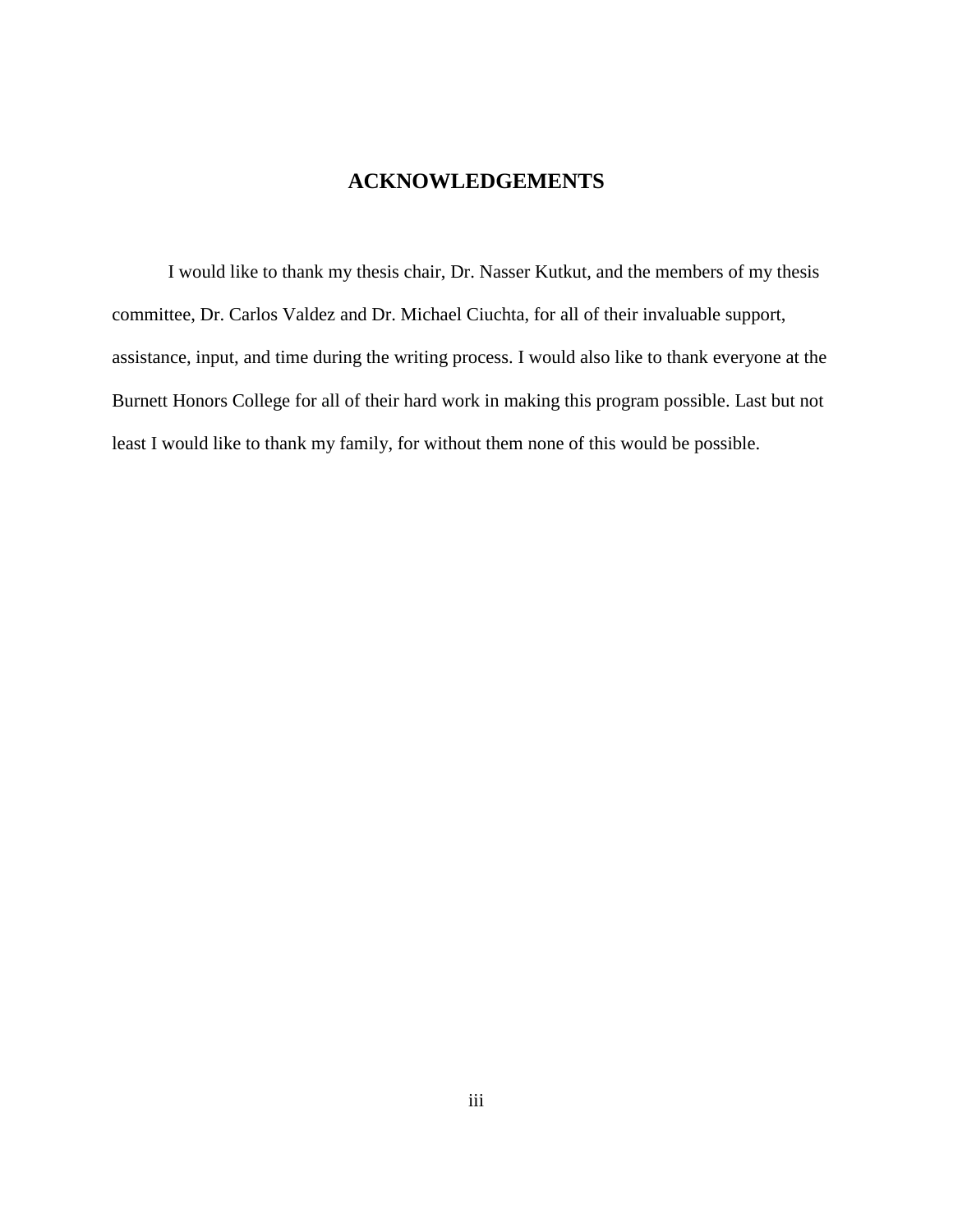# ACKNOWLEDGEMENTS

I would like to thank my thesis chair, Dr. Nasser Kutkut, and the members of my thesis committee, Dr. Carlos Valdez and Dr. Michael Ciuchta, for all of their invaluable support, assistance, input, and time during the writing process. I would also like to thank everyone at the Burnett Honors College for all of their hard work in making this program possible. Last but not least I would like to thank my family, for without them none of this would be possible.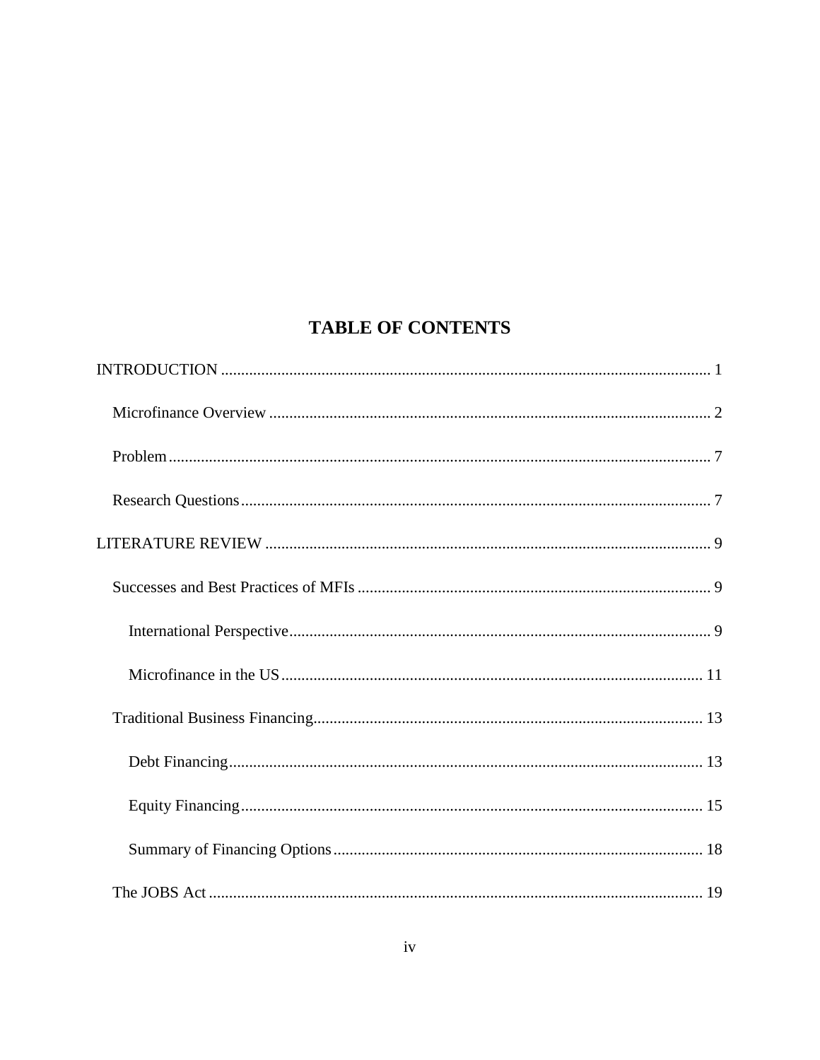# TABLE OF CONTENTS

INTRODUCTION .......... 1

- Microfinance Overview .......... 2
- Problem .......... 7
- Research Questions .......... 7

LITERATURE REVIEW .......... 9

- Successes and Best Practices of MFIs .......... 9
  - International Perspective .......... 9
  - Microfinance in the US .......... 11
- Traditional Business Financing .......... 13
  - Debt Financing .......... 13
  - Equity Financing .......... 15
  - Summary of Financing Options .......... 18
- The JOBS Act .......... 19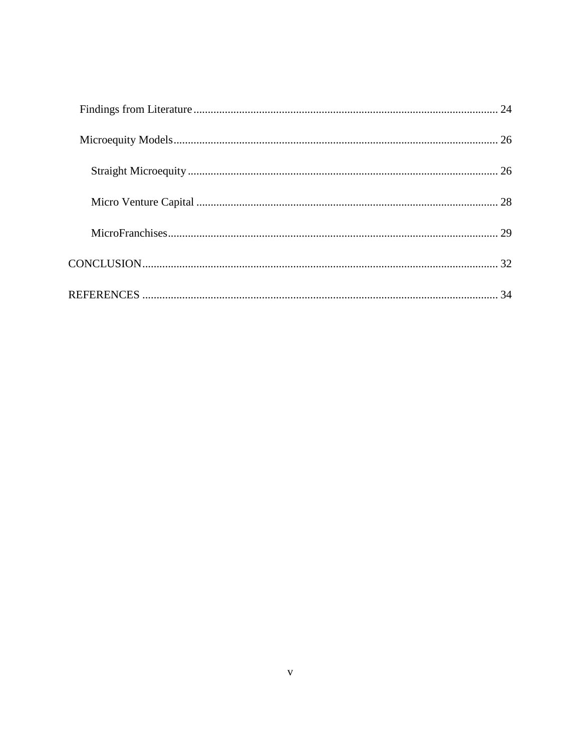Findings from Literature .......................................................................................................... 24

Microequity Models.................................................................................................................. 26

Straight Microequity ............................................................................................................ 26

Micro Venture Capital ......................................................................................................... 28

MicroFranchises.................................................................................................................... 29

CONCLUSION............................................................................................................................. 32

REFERENCES ............................................................................................................................. 34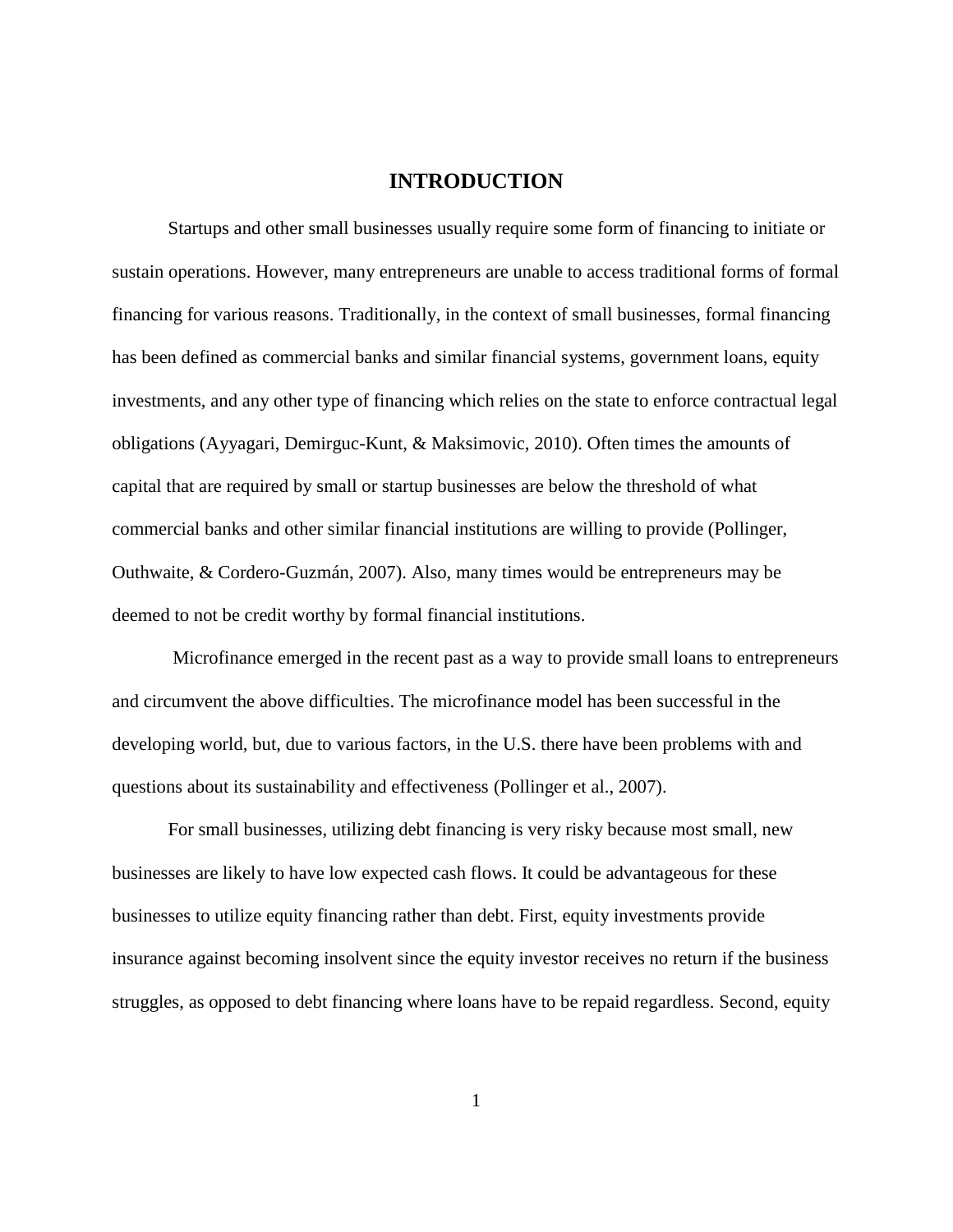# INTRODUCTION

Startups and other small businesses usually require some form of financing to initiate or sustain operations. However, many entrepreneurs are unable to access traditional forms of formal financing for various reasons. Traditionally, in the context of small businesses, formal financing has been defined as commercial banks and similar financial systems, government loans, equity investments, and any other type of financing which relies on the state to enforce contractual legal obligations (Ayyagari, Demirguc-Kunt, & Maksimovic, 2010). Often times the amounts of capital that are required by small or startup businesses are below the threshold of what commercial banks and other similar financial institutions are willing to provide (Pollinger, Outhwaite, & Cordero-Guzmán, 2007). Also, many times would be entrepreneurs may be deemed to not be credit worthy by formal financial institutions.

Microfinance emerged in the recent past as a way to provide small loans to entrepreneurs and circumvent the above difficulties. The microfinance model has been successful in the developing world, but, due to various factors, in the U.S. there have been problems with and questions about its sustainability and effectiveness (Pollinger et al., 2007).

For small businesses, utilizing debt financing is very risky because most small, new businesses are likely to have low expected cash flows. It could be advantageous for these businesses to utilize equity financing rather than debt. First, equity investments provide insurance against becoming insolvent since the equity investor receives no return if the business struggles, as opposed to debt financing where loans have to be repaid regardless. Second, equity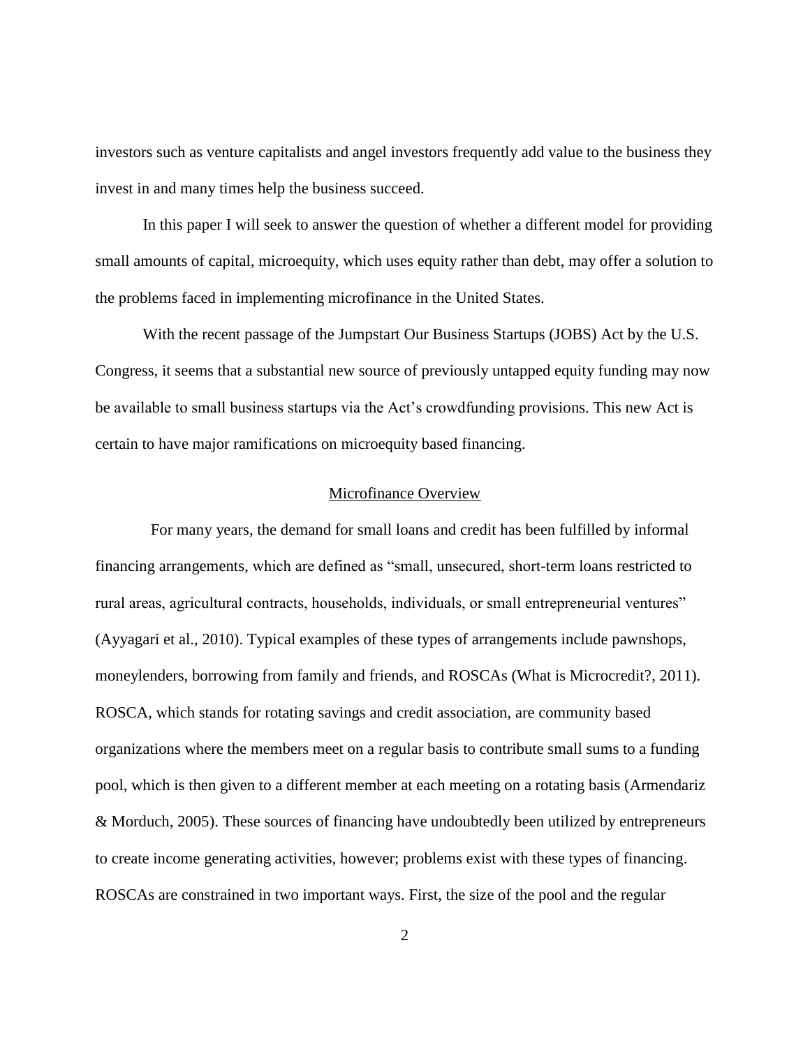investors such as venture capitalists and angel investors frequently add value to the business they invest in and many times help the business succeed.

In this paper I will seek to answer the question of whether a different model for providing small amounts of capital, microequity, which uses equity rather than debt, may offer a solution to the problems faced in implementing microfinance in the United States.

With the recent passage of the Jumpstart Our Business Startups (JOBS) Act by the U.S. Congress, it seems that a substantial new source of previously untapped equity funding may now be available to small business startups via the Act's crowdfunding provisions. This new Act is certain to have major ramifications on microequity based financing.

## Microfinance Overview

For many years, the demand for small loans and credit has been fulfilled by informal financing arrangements, which are defined as "small, unsecured, short-term loans restricted to rural areas, agricultural contracts, households, individuals, or small entrepreneurial ventures" (Ayyagari et al., 2010). Typical examples of these types of arrangements include pawnshops, moneylenders, borrowing from family and friends, and ROSCAs (What is Microcredit?, 2011). ROSCA, which stands for rotating savings and credit association, are community based organizations where the members meet on a regular basis to contribute small sums to a funding pool, which is then given to a different member at each meeting on a rotating basis (Armendariz & Morduch, 2005). These sources of financing have undoubtedly been utilized by entrepreneurs to create income generating activities, however; problems exist with these types of financing. ROSCAs are constrained in two important ways. First, the size of the pool and the regular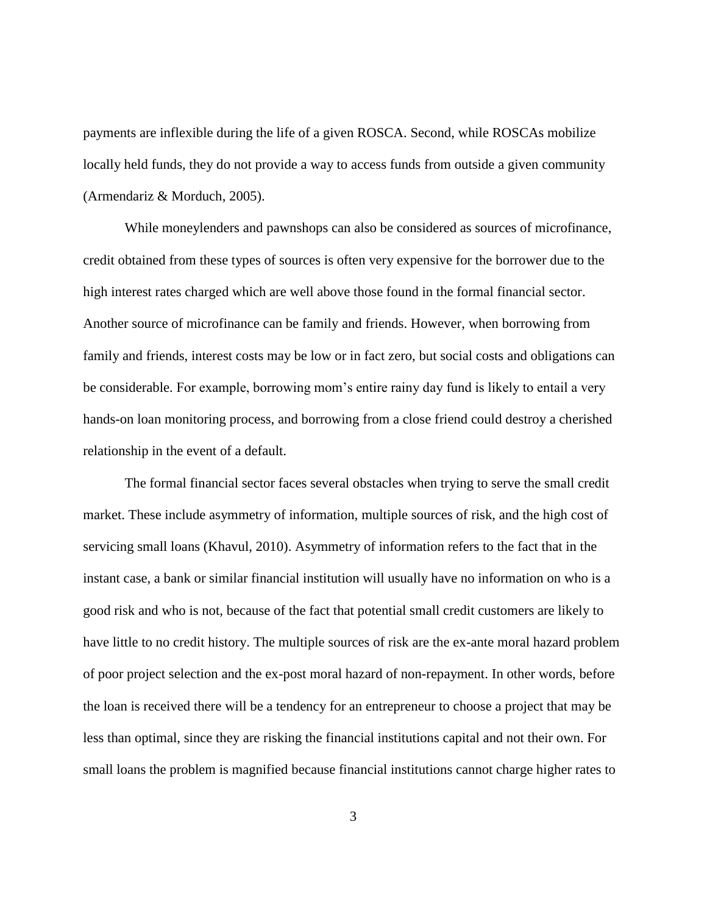payments are inflexible during the life of a given ROSCA. Second, while ROSCAs mobilize locally held funds, they do not provide a way to access funds from outside a given community (Armendariz & Morduch, 2005).

While moneylenders and pawnshops can also be considered as sources of microfinance, credit obtained from these types of sources is often very expensive for the borrower due to the high interest rates charged which are well above those found in the formal financial sector. Another source of microfinance can be family and friends. However, when borrowing from family and friends, interest costs may be low or in fact zero, but social costs and obligations can be considerable. For example, borrowing mom's entire rainy day fund is likely to entail a very hands-on loan monitoring process, and borrowing from a close friend could destroy a cherished relationship in the event of a default.

The formal financial sector faces several obstacles when trying to serve the small credit market. These include asymmetry of information, multiple sources of risk, and the high cost of servicing small loans (Khavul, 2010). Asymmetry of information refers to the fact that in the instant case, a bank or similar financial institution will usually have no information on who is a good risk and who is not, because of the fact that potential small credit customers are likely to have little to no credit history. The multiple sources of risk are the ex-ante moral hazard problem of poor project selection and the ex-post moral hazard of non-repayment. In other words, before the loan is received there will be a tendency for an entrepreneur to choose a project that may be less than optimal, since they are risking the financial institutions capital and not their own. For small loans the problem is magnified because financial institutions cannot charge higher rates to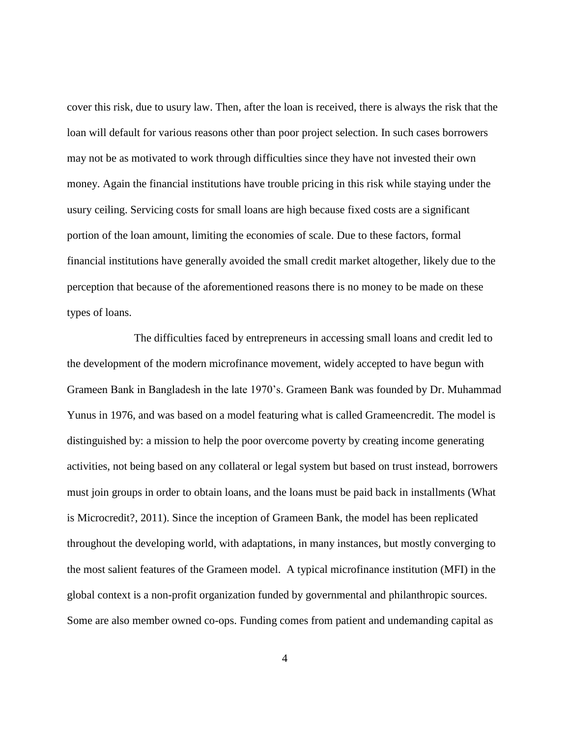cover this risk, due to usury law. Then, after the loan is received, there is always the risk that the loan will default for various reasons other than poor project selection. In such cases borrowers may not be as motivated to work through difficulties since they have not invested their own money. Again the financial institutions have trouble pricing in this risk while staying under the usury ceiling. Servicing costs for small loans are high because fixed costs are a significant portion of the loan amount, limiting the economies of scale. Due to these factors, formal financial institutions have generally avoided the small credit market altogether, likely due to the perception that because of the aforementioned reasons there is no money to be made on these types of loans.

The difficulties faced by entrepreneurs in accessing small loans and credit led to the development of the modern microfinance movement, widely accepted to have begun with Grameen Bank in Bangladesh in the late 1970's. Grameen Bank was founded by Dr. Muhammad Yunus in 1976, and was based on a model featuring what is called Grameencredit. The model is distinguished by: a mission to help the poor overcome poverty by creating income generating activities, not being based on any collateral or legal system but based on trust instead, borrowers must join groups in order to obtain loans, and the loans must be paid back in installments (What is Microcredit?, 2011). Since the inception of Grameen Bank, the model has been replicated throughout the developing world, with adaptations, in many instances, but mostly converging to the most salient features of the Grameen model. A typical microfinance institution (MFI) in the global context is a non-profit organization funded by governmental and philanthropic sources. Some are also member owned co-ops. Funding comes from patient and undemanding capital as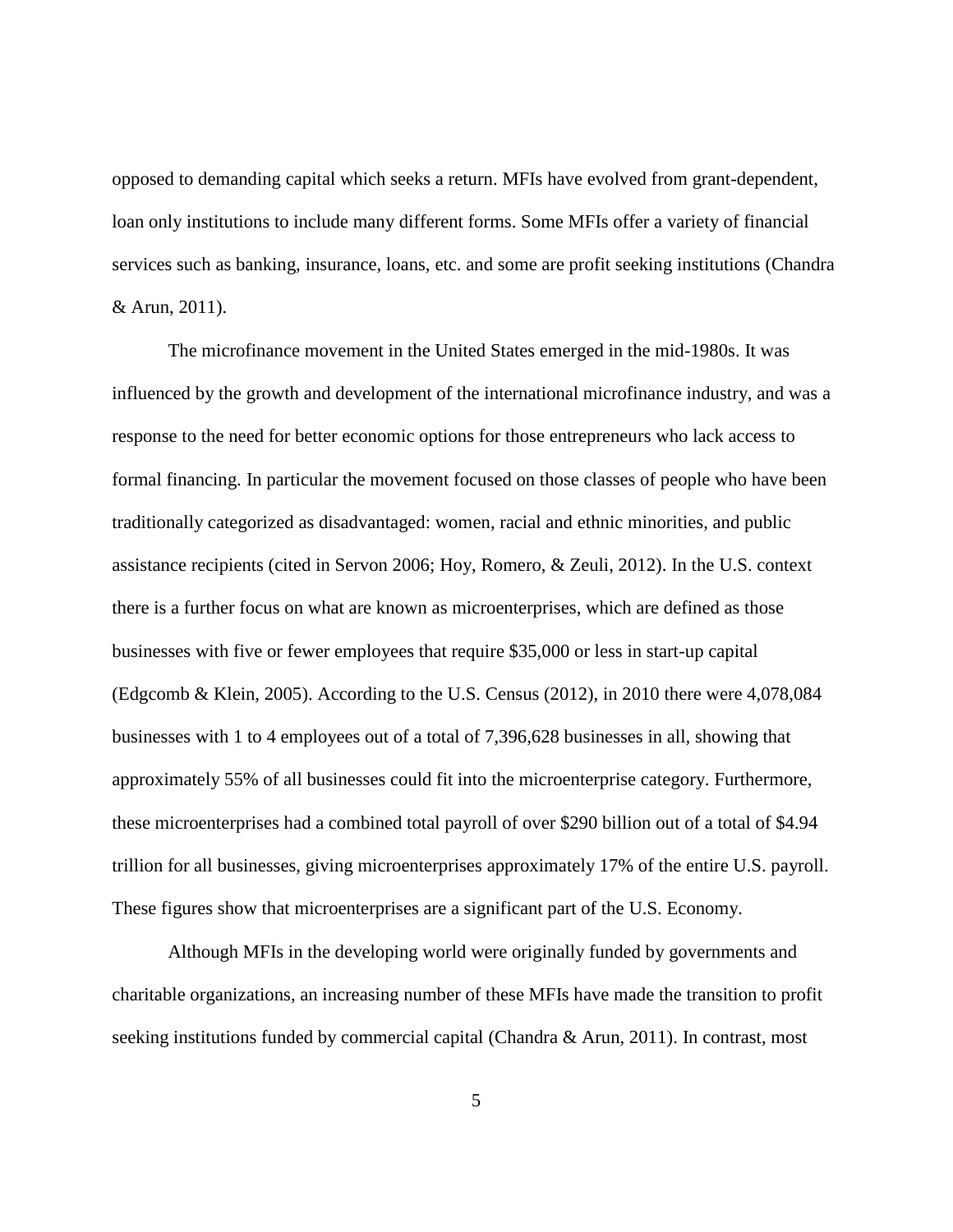opposed to demanding capital which seeks a return. MFIs have evolved from grant-dependent, loan only institutions to include many different forms. Some MFIs offer a variety of financial services such as banking, insurance, loans, etc. and some are profit seeking institutions (Chandra & Arun, 2011).

The microfinance movement in the United States emerged in the mid-1980s. It was influenced by the growth and development of the international microfinance industry, and was a response to the need for better economic options for those entrepreneurs who lack access to formal financing. In particular the movement focused on those classes of people who have been traditionally categorized as disadvantaged: women, racial and ethnic minorities, and public assistance recipients (cited in Servon 2006; Hoy, Romero, & Zeuli, 2012). In the U.S. context there is a further focus on what are known as microenterprises, which are defined as those businesses with five or fewer employees that require $35,000 or less in start-up capital (Edgcomb & Klein, 2005). According to the U.S. Census (2012), in 2010 there were 4,078,084 businesses with 1 to 4 employees out of a total of 7,396,628 businesses in all, showing that approximately 55% of all businesses could fit into the microenterprise category. Furthermore, these microenterprises had a combined total payroll of over $290 billion out of a total of $4.94 trillion for all businesses, giving microenterprises approximately 17% of the entire U.S. payroll. These figures show that microenterprises are a significant part of the U.S. Economy.

Although MFIs in the developing world were originally funded by governments and charitable organizations, an increasing number of these MFIs have made the transition to profit seeking institutions funded by commercial capital (Chandra & Arun, 2011). In contrast, most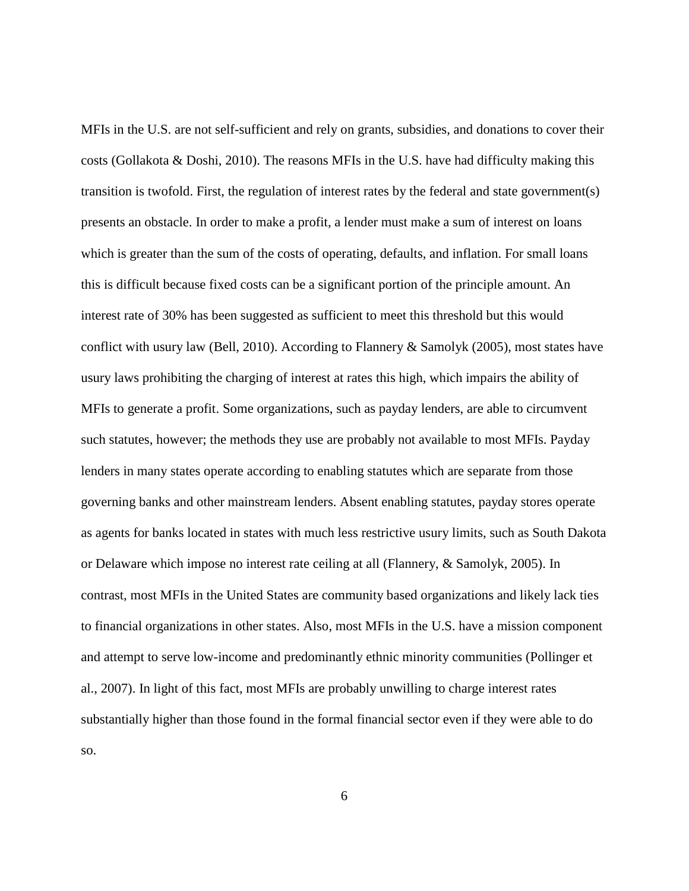MFIs in the U.S. are not self-sufficient and rely on grants, subsidies, and donations to cover their costs (Gollakota & Doshi, 2010). The reasons MFIs in the U.S. have had difficulty making this transition is twofold. First, the regulation of interest rates by the federal and state government(s) presents an obstacle. In order to make a profit, a lender must make a sum of interest on loans which is greater than the sum of the costs of operating, defaults, and inflation. For small loans this is difficult because fixed costs can be a significant portion of the principle amount. An interest rate of 30% has been suggested as sufficient to meet this threshold but this would conflict with usury law (Bell, 2010). According to Flannery & Samolyk (2005), most states have usury laws prohibiting the charging of interest at rates this high, which impairs the ability of MFIs to generate a profit. Some organizations, such as payday lenders, are able to circumvent such statutes, however; the methods they use are probably not available to most MFIs. Payday lenders in many states operate according to enabling statutes which are separate from those governing banks and other mainstream lenders. Absent enabling statutes, payday stores operate as agents for banks located in states with much less restrictive usury limits, such as South Dakota or Delaware which impose no interest rate ceiling at all (Flannery, & Samolyk, 2005). In contrast, most MFIs in the United States are community based organizations and likely lack ties to financial organizations in other states. Also, most MFIs in the U.S. have a mission component and attempt to serve low-income and predominantly ethnic minority communities (Pollinger et al., 2007). In light of this fact, most MFIs are probably unwilling to charge interest rates substantially higher than those found in the formal financial sector even if they were able to do so.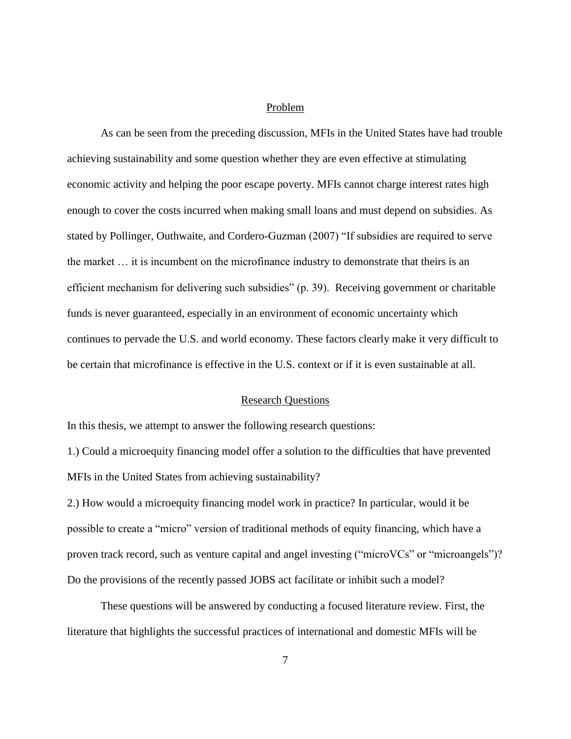## Problem

As can be seen from the preceding discussion, MFIs in the United States have had trouble achieving sustainability and some question whether they are even effective at stimulating economic activity and helping the poor escape poverty. MFIs cannot charge interest rates high enough to cover the costs incurred when making small loans and must depend on subsidies. As stated by Pollinger, Outhwaite, and Cordero-Guzman (2007) "If subsidies are required to serve the market … it is incumbent on the microfinance industry to demonstrate that theirs is an efficient mechanism for delivering such subsidies" (p. 39). Receiving government or charitable funds is never guaranteed, especially in an environment of economic uncertainty which continues to pervade the U.S. and world economy. These factors clearly make it very difficult to be certain that microfinance is effective in the U.S. context or if it is even sustainable at all.

## Research Questions

In this thesis, we attempt to answer the following research questions:

1.) Could a microequity financing model offer a solution to the difficulties that have prevented MFIs in the United States from achieving sustainability?

2.) How would a microequity financing model work in practice? In particular, would it be possible to create a "micro" version of traditional methods of equity financing, which have a proven track record, such as venture capital and angel investing ("microVCs" or "microangels")? Do the provisions of the recently passed JOBS act facilitate or inhibit such a model?

These questions will be answered by conducting a focused literature review. First, the literature that highlights the successful practices of international and domestic MFIs will be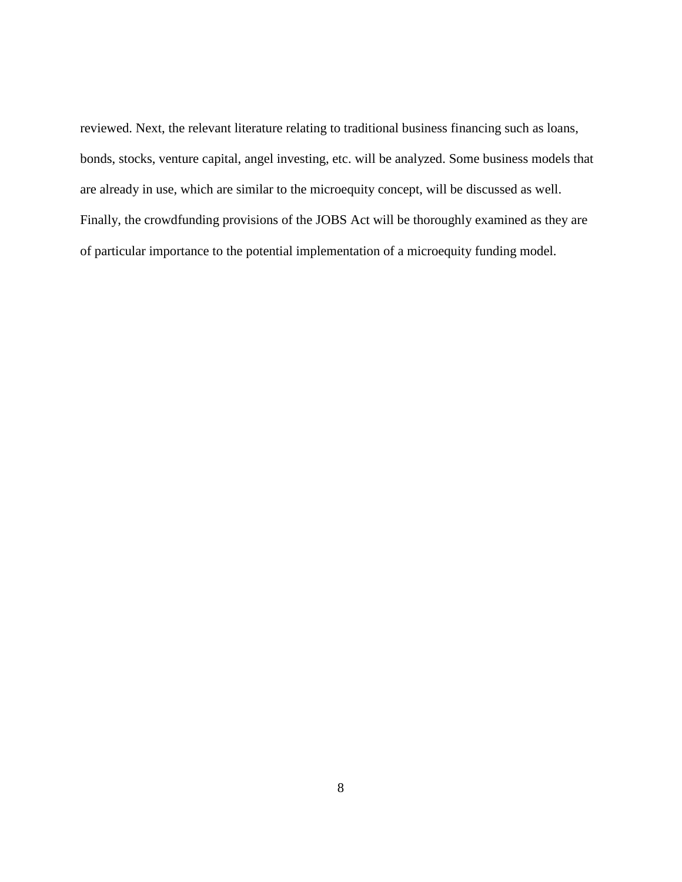reviewed. Next, the relevant literature relating to traditional business financing such as loans, bonds, stocks, venture capital, angel investing, etc. will be analyzed. Some business models that are already in use, which are similar to the microequity concept, will be discussed as well. Finally, the crowdfunding provisions of the JOBS Act will be thoroughly examined as they are of particular importance to the potential implementation of a microequity funding model.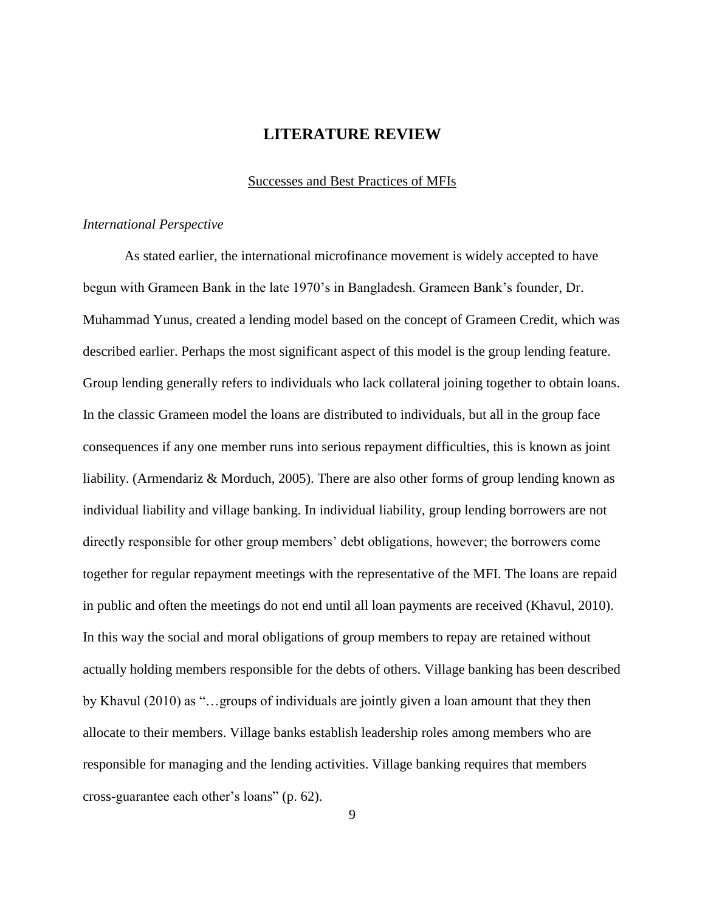# LITERATURE REVIEW

## Successes and Best Practices of MFIs

### *International Perspective*

As stated earlier, the international microfinance movement is widely accepted to have begun with Grameen Bank in the late 1970's in Bangladesh. Grameen Bank's founder, Dr. Muhammad Yunus, created a lending model based on the concept of Grameen Credit, which was described earlier. Perhaps the most significant aspect of this model is the group lending feature. Group lending generally refers to individuals who lack collateral joining together to obtain loans. In the classic Grameen model the loans are distributed to individuals, but all in the group face consequences if any one member runs into serious repayment difficulties, this is known as joint liability. (Armendariz & Morduch, 2005). There are also other forms of group lending known as individual liability and village banking. In individual liability, group lending borrowers are not directly responsible for other group members' debt obligations, however; the borrowers come together for regular repayment meetings with the representative of the MFI. The loans are repaid in public and often the meetings do not end until all loan payments are received (Khavul, 2010). In this way the social and moral obligations of group members to repay are retained without actually holding members responsible for the debts of others. Village banking has been described by Khavul (2010) as "…groups of individuals are jointly given a loan amount that they then allocate to their members. Village banks establish leadership roles among members who are responsible for managing and the lending activities. Village banking requires that members cross-guarantee each other's loans" (p. 62).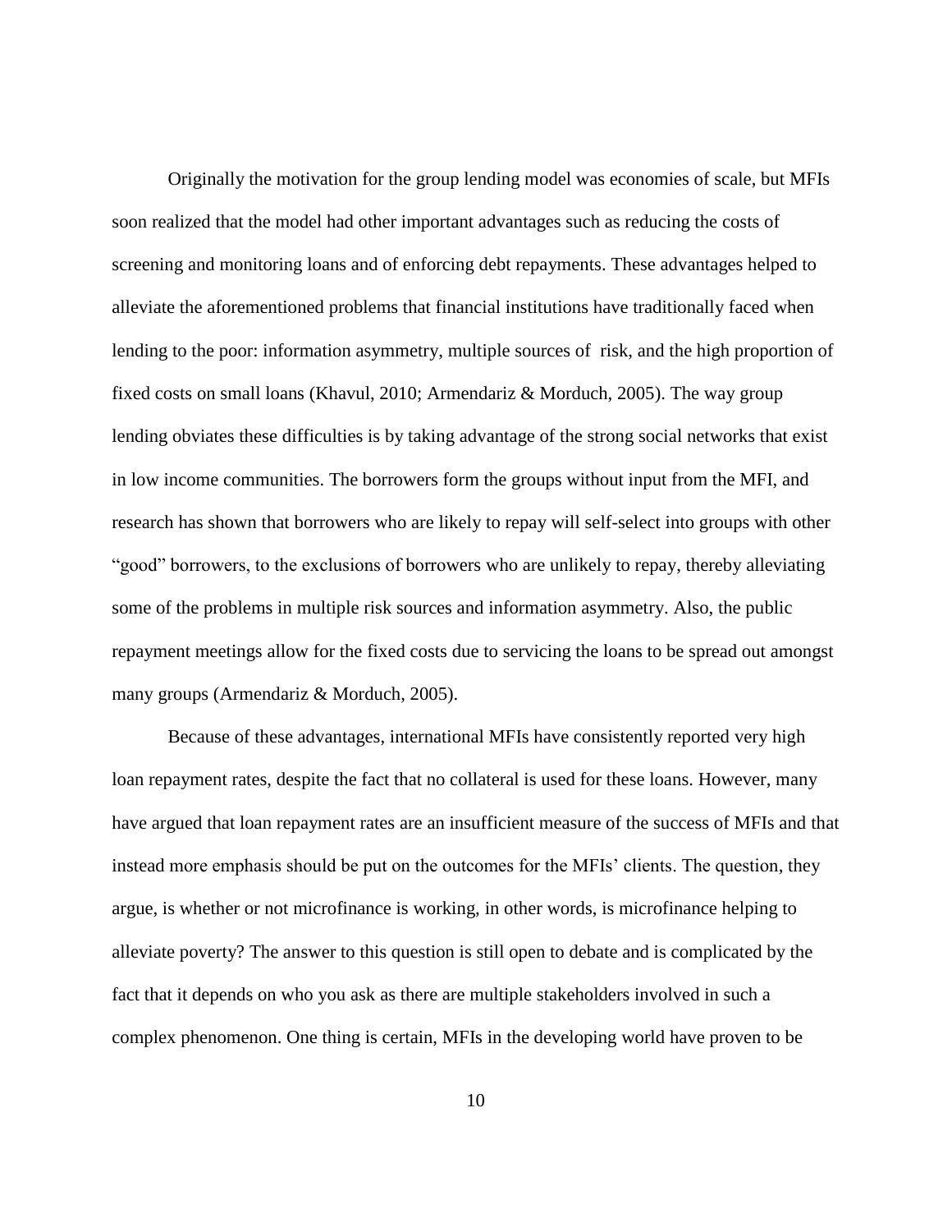Originally the motivation for the group lending model was economies of scale, but MFIs soon realized that the model had other important advantages such as reducing the costs of screening and monitoring loans and of enforcing debt repayments. These advantages helped to alleviate the aforementioned problems that financial institutions have traditionally faced when lending to the poor: information asymmetry, multiple sources of risk, and the high proportion of fixed costs on small loans (Khavul, 2010; Armendariz & Morduch, 2005). The way group lending obviates these difficulties is by taking advantage of the strong social networks that exist in low income communities. The borrowers form the groups without input from the MFI, and research has shown that borrowers who are likely to repay will self-select into groups with other "good" borrowers, to the exclusions of borrowers who are unlikely to repay, thereby alleviating some of the problems in multiple risk sources and information asymmetry. Also, the public repayment meetings allow for the fixed costs due to servicing the loans to be spread out amongst many groups (Armendariz & Morduch, 2005).

Because of these advantages, international MFIs have consistently reported very high loan repayment rates, despite the fact that no collateral is used for these loans. However, many have argued that loan repayment rates are an insufficient measure of the success of MFIs and that instead more emphasis should be put on the outcomes for the MFIs' clients. The question, they argue, is whether or not microfinance is working, in other words, is microfinance helping to alleviate poverty? The answer to this question is still open to debate and is complicated by the fact that it depends on who you ask as there are multiple stakeholders involved in such a complex phenomenon. One thing is certain, MFIs in the developing world have proven to be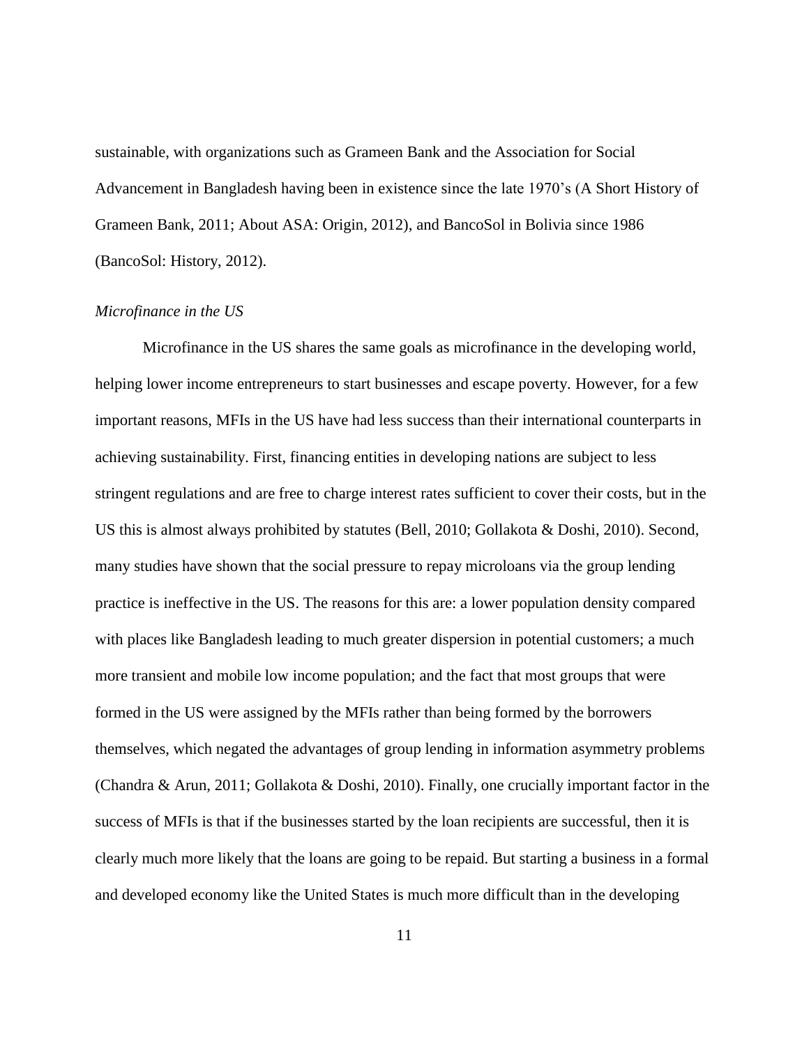sustainable, with organizations such as Grameen Bank and the Association for Social Advancement in Bangladesh having been in existence since the late 1970's (A Short History of Grameen Bank, 2011; About ASA: Origin, 2012), and BancoSol in Bolivia since 1986 (BancoSol: History, 2012).

*Microfinance in the US*

Microfinance in the US shares the same goals as microfinance in the developing world, helping lower income entrepreneurs to start businesses and escape poverty. However, for a few important reasons, MFIs in the US have had less success than their international counterparts in achieving sustainability. First, financing entities in developing nations are subject to less stringent regulations and are free to charge interest rates sufficient to cover their costs, but in the US this is almost always prohibited by statutes (Bell, 2010; Gollakota & Doshi, 2010). Second, many studies have shown that the social pressure to repay microloans via the group lending practice is ineffective in the US. The reasons for this are: a lower population density compared with places like Bangladesh leading to much greater dispersion in potential customers; a much more transient and mobile low income population; and the fact that most groups that were formed in the US were assigned by the MFIs rather than being formed by the borrowers themselves, which negated the advantages of group lending in information asymmetry problems (Chandra & Arun, 2011; Gollakota & Doshi, 2010). Finally, one crucially important factor in the success of MFIs is that if the businesses started by the loan recipients are successful, then it is clearly much more likely that the loans are going to be repaid. But starting a business in a formal and developed economy like the United States is much more difficult than in the developing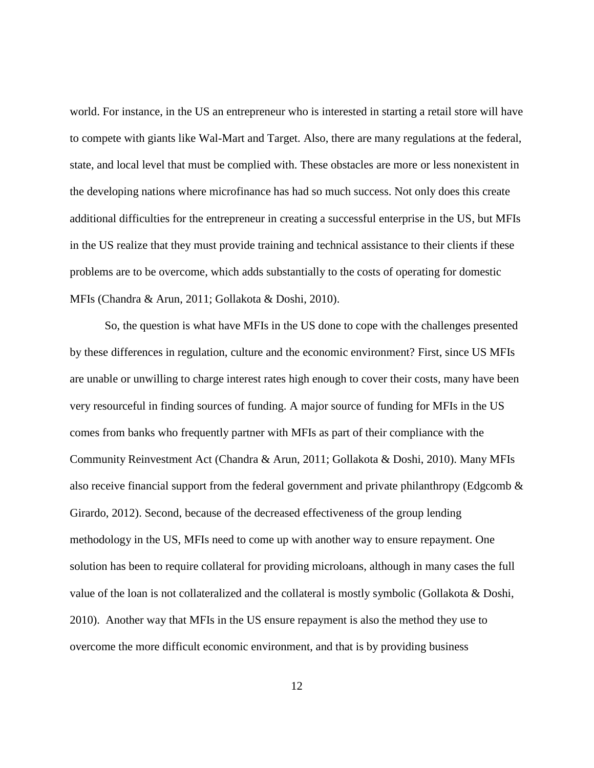world. For instance, in the US an entrepreneur who is interested in starting a retail store will have to compete with giants like Wal-Mart and Target. Also, there are many regulations at the federal, state, and local level that must be complied with. These obstacles are more or less nonexistent in the developing nations where microfinance has had so much success. Not only does this create additional difficulties for the entrepreneur in creating a successful enterprise in the US, but MFIs in the US realize that they must provide training and technical assistance to their clients if these problems are to be overcome, which adds substantially to the costs of operating for domestic MFIs (Chandra & Arun, 2011; Gollakota & Doshi, 2010).

So, the question is what have MFIs in the US done to cope with the challenges presented by these differences in regulation, culture and the economic environment? First, since US MFIs are unable or unwilling to charge interest rates high enough to cover their costs, many have been very resourceful in finding sources of funding. A major source of funding for MFIs in the US comes from banks who frequently partner with MFIs as part of their compliance with the Community Reinvestment Act (Chandra & Arun, 2011; Gollakota & Doshi, 2010). Many MFIs also receive financial support from the federal government and private philanthropy (Edgcomb & Girardo, 2012). Second, because of the decreased effectiveness of the group lending methodology in the US, MFIs need to come up with another way to ensure repayment. One solution has been to require collateral for providing microloans, although in many cases the full value of the loan is not collateralized and the collateral is mostly symbolic (Gollakota & Doshi, 2010). Another way that MFIs in the US ensure repayment is also the method they use to overcome the more difficult economic environment, and that is by providing business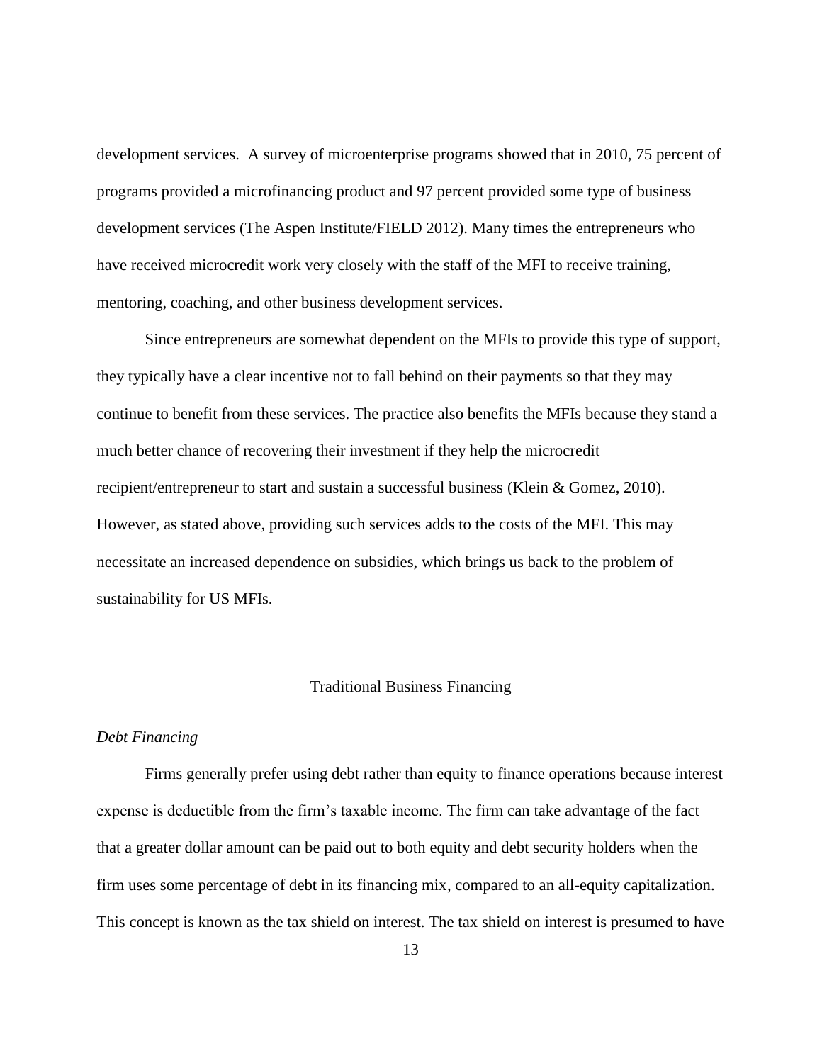development services. A survey of microenterprise programs showed that in 2010, 75 percent of programs provided a microfinancing product and 97 percent provided some type of business development services (The Aspen Institute/FIELD 2012). Many times the entrepreneurs who have received microcredit work very closely with the staff of the MFI to receive training, mentoring, coaching, and other business development services.

Since entrepreneurs are somewhat dependent on the MFIs to provide this type of support, they typically have a clear incentive not to fall behind on their payments so that they may continue to benefit from these services. The practice also benefits the MFIs because they stand a much better chance of recovering their investment if they help the microcredit recipient/entrepreneur to start and sustain a successful business (Klein & Gomez, 2010). However, as stated above, providing such services adds to the costs of the MFI. This may necessitate an increased dependence on subsidies, which brings us back to the problem of sustainability for US MFIs.

## Traditional Business Financing

### *Debt Financing*

Firms generally prefer using debt rather than equity to finance operations because interest expense is deductible from the firm's taxable income. The firm can take advantage of the fact that a greater dollar amount can be paid out to both equity and debt security holders when the firm uses some percentage of debt in its financing mix, compared to an all-equity capitalization. This concept is known as the tax shield on interest. The tax shield on interest is presumed to have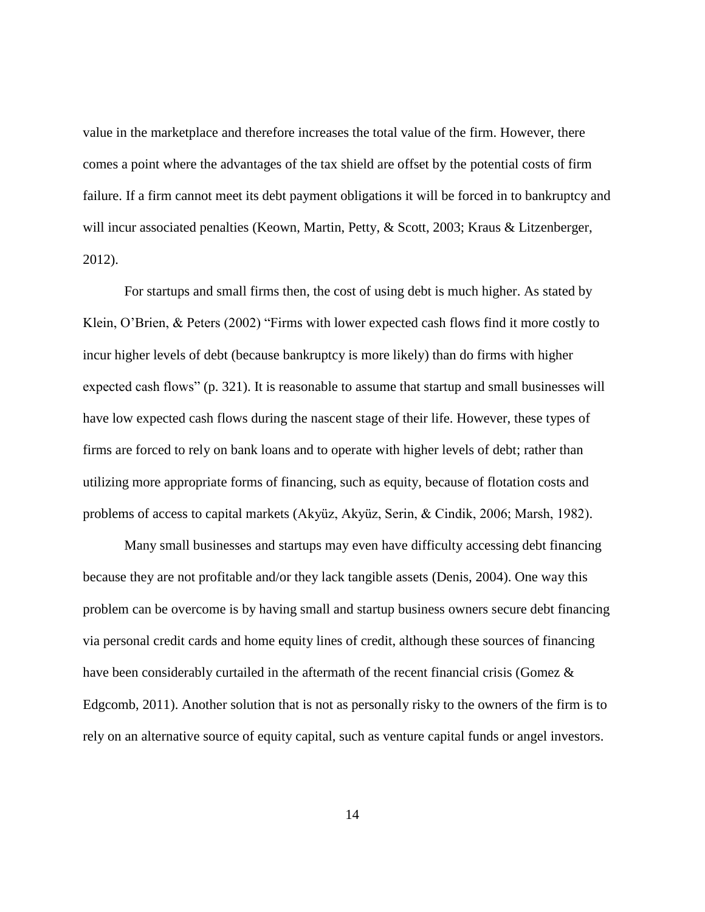value in the marketplace and therefore increases the total value of the firm. However, there comes a point where the advantages of the tax shield are offset by the potential costs of firm failure. If a firm cannot meet its debt payment obligations it will be forced in to bankruptcy and will incur associated penalties (Keown, Martin, Petty, & Scott, 2003; Kraus & Litzenberger, 2012).

For startups and small firms then, the cost of using debt is much higher. As stated by Klein, O'Brien, & Peters (2002) "Firms with lower expected cash flows find it more costly to incur higher levels of debt (because bankruptcy is more likely) than do firms with higher expected cash flows" (p. 321). It is reasonable to assume that startup and small businesses will have low expected cash flows during the nascent stage of their life. However, these types of firms are forced to rely on bank loans and to operate with higher levels of debt; rather than utilizing more appropriate forms of financing, such as equity, because of flotation costs and problems of access to capital markets (Akyüz, Akyüz, Serin, & Cindik, 2006; Marsh, 1982).

Many small businesses and startups may even have difficulty accessing debt financing because they are not profitable and/or they lack tangible assets (Denis, 2004). One way this problem can be overcome is by having small and startup business owners secure debt financing via personal credit cards and home equity lines of credit, although these sources of financing have been considerably curtailed in the aftermath of the recent financial crisis (Gomez & Edgcomb, 2011). Another solution that is not as personally risky to the owners of the firm is to rely on an alternative source of equity capital, such as venture capital funds or angel investors.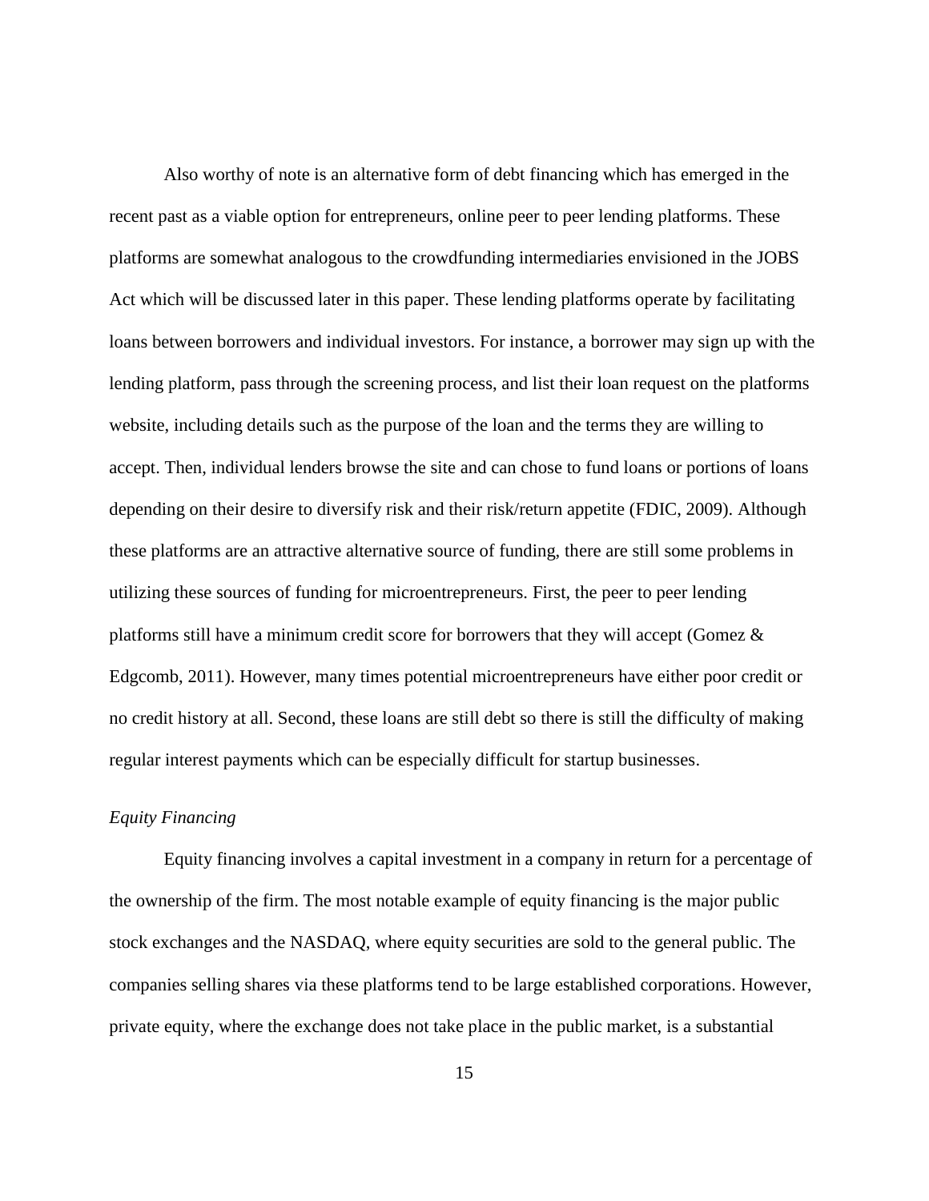Also worthy of note is an alternative form of debt financing which has emerged in the recent past as a viable option for entrepreneurs, online peer to peer lending platforms. These platforms are somewhat analogous to the crowdfunding intermediaries envisioned in the JOBS Act which will be discussed later in this paper. These lending platforms operate by facilitating loans between borrowers and individual investors. For instance, a borrower may sign up with the lending platform, pass through the screening process, and list their loan request on the platforms website, including details such as the purpose of the loan and the terms they are willing to accept. Then, individual lenders browse the site and can chose to fund loans or portions of loans depending on their desire to diversify risk and their risk/return appetite (FDIC, 2009). Although these platforms are an attractive alternative source of funding, there are still some problems in utilizing these sources of funding for microentrepreneurs. First, the peer to peer lending platforms still have a minimum credit score for borrowers that they will accept (Gomez & Edgcomb, 2011). However, many times potential microentrepreneurs have either poor credit or no credit history at all. Second, these loans are still debt so there is still the difficulty of making regular interest payments which can be especially difficult for startup businesses.

*Equity Financing*

Equity financing involves a capital investment in a company in return for a percentage of the ownership of the firm. The most notable example of equity financing is the major public stock exchanges and the NASDAQ, where equity securities are sold to the general public. The companies selling shares via these platforms tend to be large established corporations. However, private equity, where the exchange does not take place in the public market, is a substantial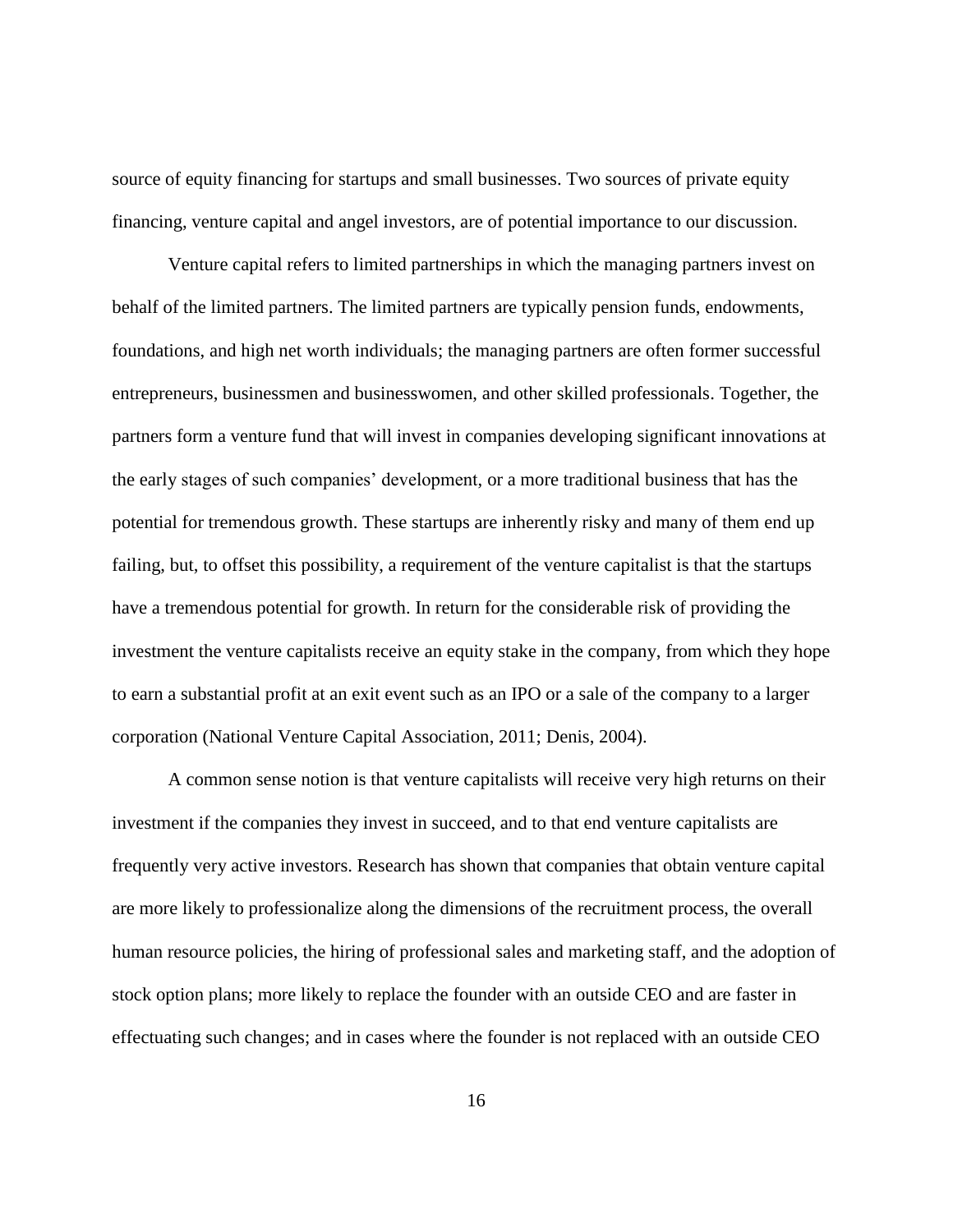source of equity financing for startups and small businesses. Two sources of private equity financing, venture capital and angel investors, are of potential importance to our discussion.

Venture capital refers to limited partnerships in which the managing partners invest on behalf of the limited partners. The limited partners are typically pension funds, endowments, foundations, and high net worth individuals; the managing partners are often former successful entrepreneurs, businessmen and businesswomen, and other skilled professionals. Together, the partners form a venture fund that will invest in companies developing significant innovations at the early stages of such companies' development, or a more traditional business that has the potential for tremendous growth. These startups are inherently risky and many of them end up failing, but, to offset this possibility, a requirement of the venture capitalist is that the startups have a tremendous potential for growth. In return for the considerable risk of providing the investment the venture capitalists receive an equity stake in the company, from which they hope to earn a substantial profit at an exit event such as an IPO or a sale of the company to a larger corporation (National Venture Capital Association, 2011; Denis, 2004).

A common sense notion is that venture capitalists will receive very high returns on their investment if the companies they invest in succeed, and to that end venture capitalists are frequently very active investors. Research has shown that companies that obtain venture capital are more likely to professionalize along the dimensions of the recruitment process, the overall human resource policies, the hiring of professional sales and marketing staff, and the adoption of stock option plans; more likely to replace the founder with an outside CEO and are faster in effectuating such changes; and in cases where the founder is not replaced with an outside CEO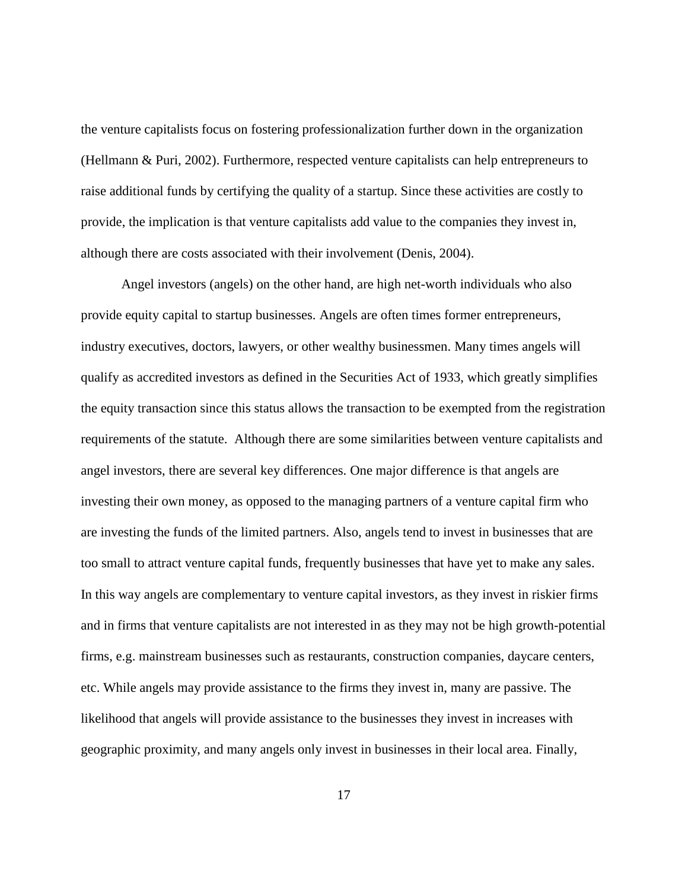the venture capitalists focus on fostering professionalization further down in the organization (Hellmann & Puri, 2002). Furthermore, respected venture capitalists can help entrepreneurs to raise additional funds by certifying the quality of a startup. Since these activities are costly to provide, the implication is that venture capitalists add value to the companies they invest in, although there are costs associated with their involvement (Denis, 2004).

Angel investors (angels) on the other hand, are high net-worth individuals who also provide equity capital to startup businesses. Angels are often times former entrepreneurs, industry executives, doctors, lawyers, or other wealthy businessmen. Many times angels will qualify as accredited investors as defined in the Securities Act of 1933, which greatly simplifies the equity transaction since this status allows the transaction to be exempted from the registration requirements of the statute. Although there are some similarities between venture capitalists and angel investors, there are several key differences. One major difference is that angels are investing their own money, as opposed to the managing partners of a venture capital firm who are investing the funds of the limited partners. Also, angels tend to invest in businesses that are too small to attract venture capital funds, frequently businesses that have yet to make any sales. In this way angels are complementary to venture capital investors, as they invest in riskier firms and in firms that venture capitalists are not interested in as they may not be high growth-potential firms, e.g. mainstream businesses such as restaurants, construction companies, daycare centers, etc. While angels may provide assistance to the firms they invest in, many are passive. The likelihood that angels will provide assistance to the businesses they invest in increases with geographic proximity, and many angels only invest in businesses in their local area. Finally,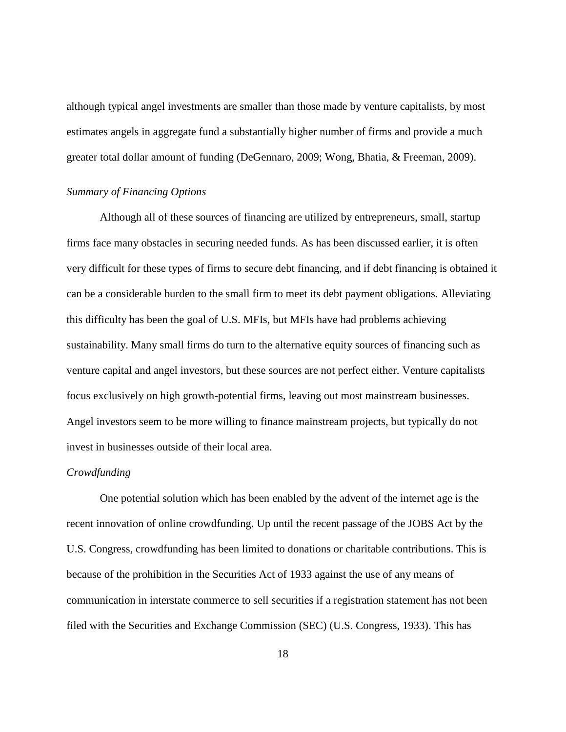although typical angel investments are smaller than those made by venture capitalists, by most estimates angels in aggregate fund a substantially higher number of firms and provide a much greater total dollar amount of funding (DeGennaro, 2009; Wong, Bhatia, & Freeman, 2009).

*Summary of Financing Options*

Although all of these sources of financing are utilized by entrepreneurs, small, startup firms face many obstacles in securing needed funds. As has been discussed earlier, it is often very difficult for these types of firms to secure debt financing, and if debt financing is obtained it can be a considerable burden to the small firm to meet its debt payment obligations. Alleviating this difficulty has been the goal of U.S. MFIs, but MFIs have had problems achieving sustainability. Many small firms do turn to the alternative equity sources of financing such as venture capital and angel investors, but these sources are not perfect either. Venture capitalists focus exclusively on high growth-potential firms, leaving out most mainstream businesses. Angel investors seem to be more willing to finance mainstream projects, but typically do not invest in businesses outside of their local area.

*Crowdfunding*

One potential solution which has been enabled by the advent of the internet age is the recent innovation of online crowdfunding. Up until the recent passage of the JOBS Act by the U.S. Congress, crowdfunding has been limited to donations or charitable contributions. This is because of the prohibition in the Securities Act of 1933 against the use of any means of communication in interstate commerce to sell securities if a registration statement has not been filed with the Securities and Exchange Commission (SEC) (U.S. Congress, 1933). This has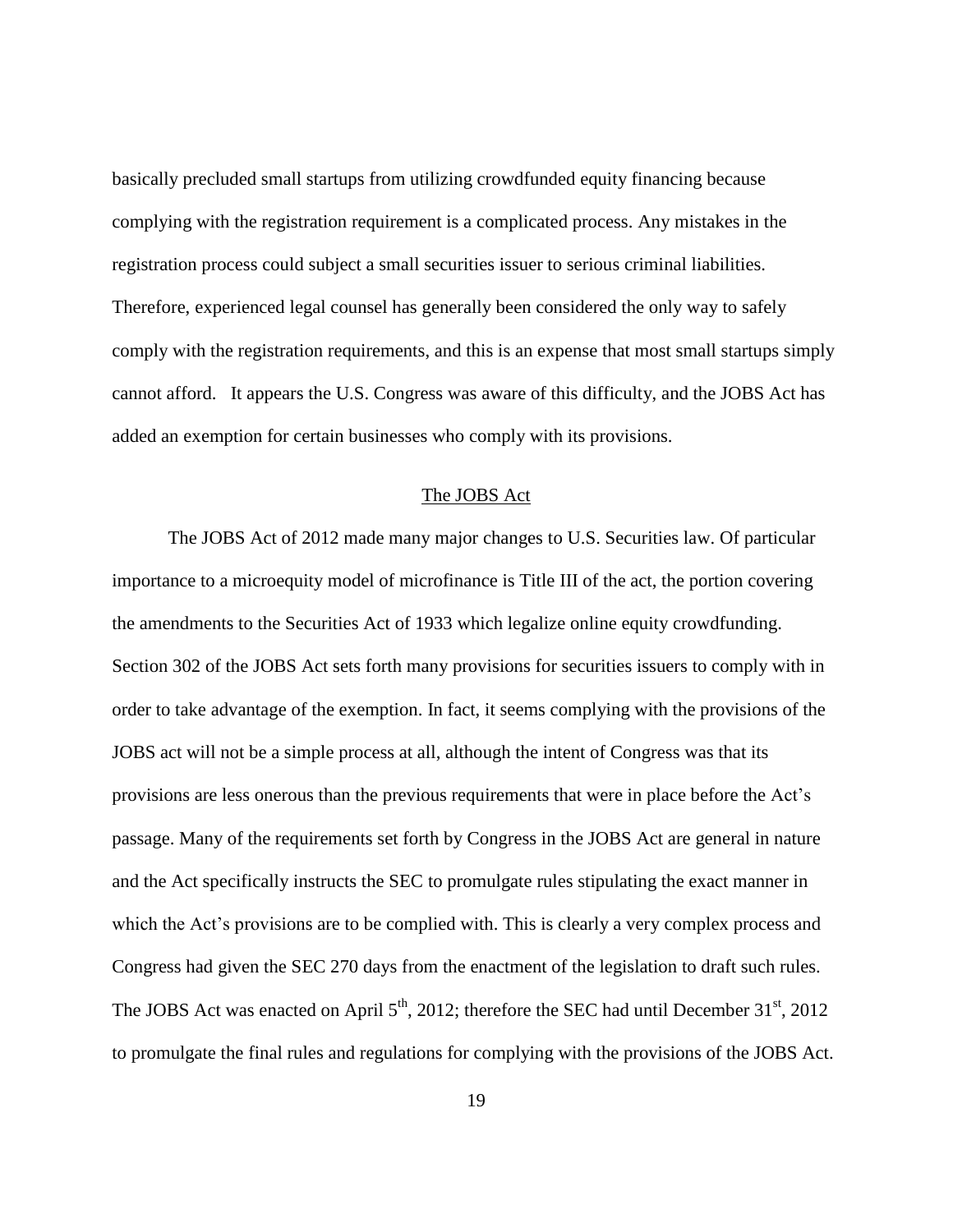basically precluded small startups from utilizing crowdfunded equity financing because complying with the registration requirement is a complicated process. Any mistakes in the registration process could subject a small securities issuer to serious criminal liabilities. Therefore, experienced legal counsel has generally been considered the only way to safely comply with the registration requirements, and this is an expense that most small startups simply cannot afford. It appears the U.S. Congress was aware of this difficulty, and the JOBS Act has added an exemption for certain businesses who comply with its provisions.

## The JOBS Act

The JOBS Act of 2012 made many major changes to U.S. Securities law. Of particular importance to a microequity model of microfinance is Title III of the act, the portion covering the amendments to the Securities Act of 1933 which legalize online equity crowdfunding. Section 302 of the JOBS Act sets forth many provisions for securities issuers to comply with in order to take advantage of the exemption. In fact, it seems complying with the provisions of the JOBS act will not be a simple process at all, although the intent of Congress was that its provisions are less onerous than the previous requirements that were in place before the Act's passage. Many of the requirements set forth by Congress in the JOBS Act are general in nature and the Act specifically instructs the SEC to promulgate rules stipulating the exact manner in which the Act's provisions are to be complied with. This is clearly a very complex process and Congress had given the SEC 270 days from the enactment of the legislation to draft such rules. The JOBS Act was enacted on April 5th, 2012; therefore the SEC had until December 31st, 2012 to promulgate the final rules and regulations for complying with the provisions of the JOBS Act.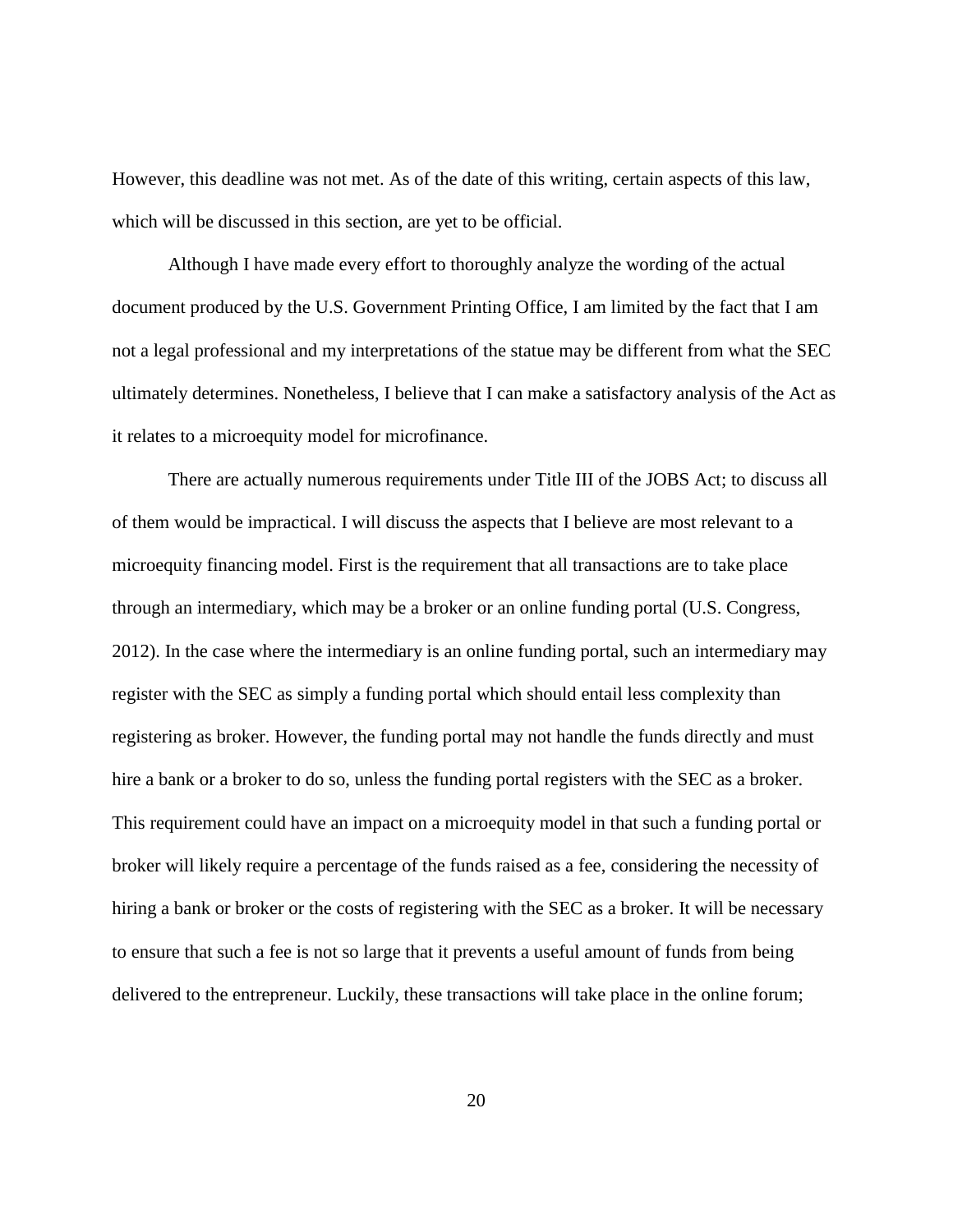However, this deadline was not met. As of the date of this writing, certain aspects of this law, which will be discussed in this section, are yet to be official.

Although I have made every effort to thoroughly analyze the wording of the actual document produced by the U.S. Government Printing Office, I am limited by the fact that I am not a legal professional and my interpretations of the statue may be different from what the SEC ultimately determines. Nonetheless, I believe that I can make a satisfactory analysis of the Act as it relates to a microequity model for microfinance.

There are actually numerous requirements under Title III of the JOBS Act; to discuss all of them would be impractical. I will discuss the aspects that I believe are most relevant to a microequity financing model. First is the requirement that all transactions are to take place through an intermediary, which may be a broker or an online funding portal (U.S. Congress, 2012). In the case where the intermediary is an online funding portal, such an intermediary may register with the SEC as simply a funding portal which should entail less complexity than registering as broker. However, the funding portal may not handle the funds directly and must hire a bank or a broker to do so, unless the funding portal registers with the SEC as a broker. This requirement could have an impact on a microequity model in that such a funding portal or broker will likely require a percentage of the funds raised as a fee, considering the necessity of hiring a bank or broker or the costs of registering with the SEC as a broker. It will be necessary to ensure that such a fee is not so large that it prevents a useful amount of funds from being delivered to the entrepreneur. Luckily, these transactions will take place in the online forum;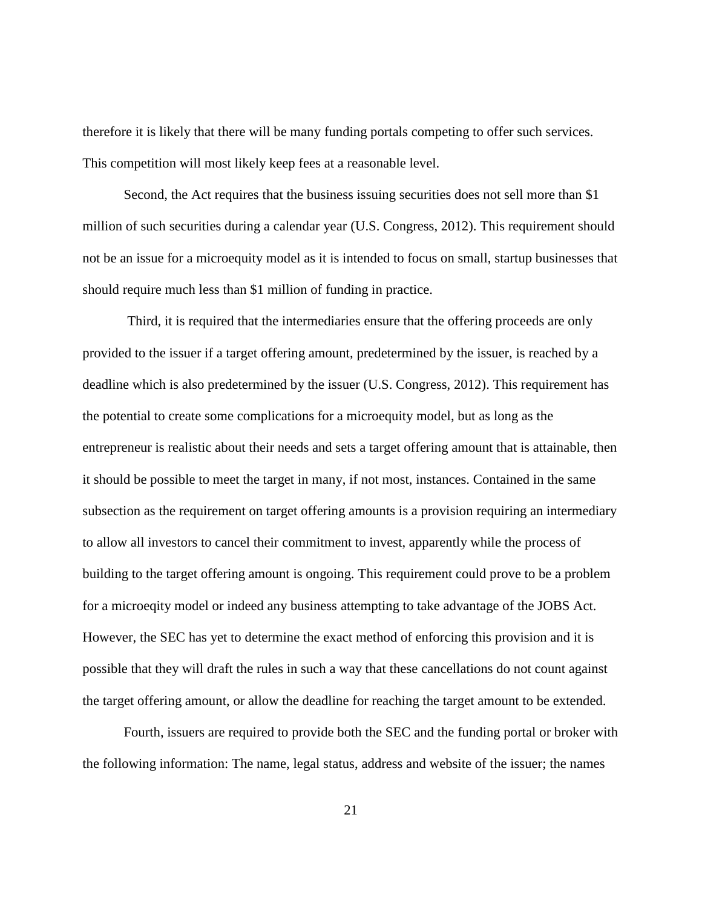therefore it is likely that there will be many funding portals competing to offer such services. This competition will most likely keep fees at a reasonable level.

Second, the Act requires that the business issuing securities does not sell more than $1 million of such securities during a calendar year (U.S. Congress, 2012). This requirement should not be an issue for a microequity model as it is intended to focus on small, startup businesses that should require much less than $1 million of funding in practice.

Third, it is required that the intermediaries ensure that the offering proceeds are only provided to the issuer if a target offering amount, predetermined by the issuer, is reached by a deadline which is also predetermined by the issuer (U.S. Congress, 2012). This requirement has the potential to create some complications for a microequity model, but as long as the entrepreneur is realistic about their needs and sets a target offering amount that is attainable, then it should be possible to meet the target in many, if not most, instances. Contained in the same subsection as the requirement on target offering amounts is a provision requiring an intermediary to allow all investors to cancel their commitment to invest, apparently while the process of building to the target offering amount is ongoing. This requirement could prove to be a problem for a microeqity model or indeed any business attempting to take advantage of the JOBS Act. However, the SEC has yet to determine the exact method of enforcing this provision and it is possible that they will draft the rules in such a way that these cancellations do not count against the target offering amount, or allow the deadline for reaching the target amount to be extended.

Fourth, issuers are required to provide both the SEC and the funding portal or broker with the following information: The name, legal status, address and website of the issuer; the names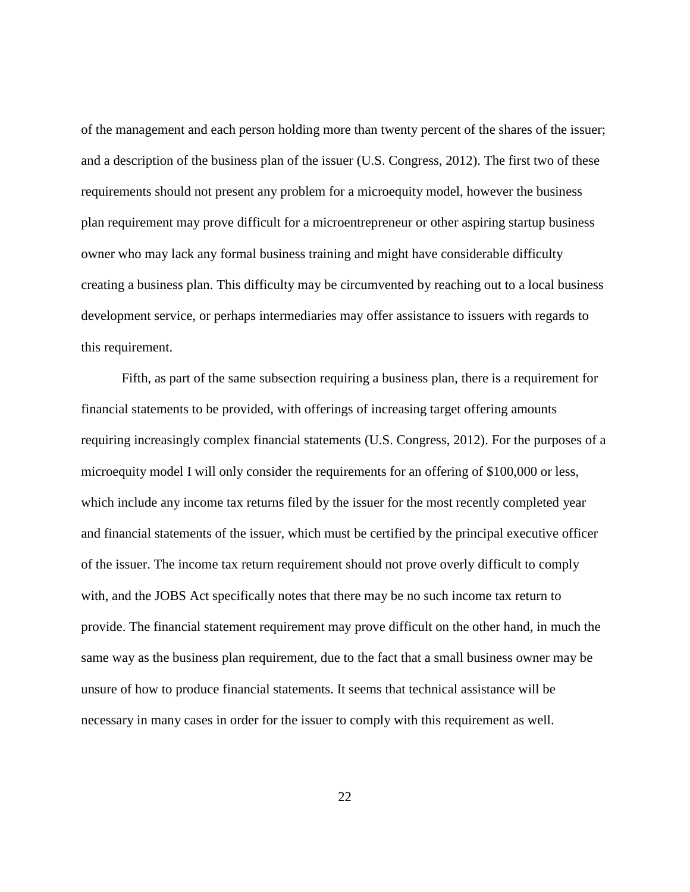of the management and each person holding more than twenty percent of the shares of the issuer; and a description of the business plan of the issuer (U.S. Congress, 2012). The first two of these requirements should not present any problem for a microequity model, however the business plan requirement may prove difficult for a microentrepreneur or other aspiring startup business owner who may lack any formal business training and might have considerable difficulty creating a business plan. This difficulty may be circumvented by reaching out to a local business development service, or perhaps intermediaries may offer assistance to issuers with regards to this requirement.

Fifth, as part of the same subsection requiring a business plan, there is a requirement for financial statements to be provided, with offerings of increasing target offering amounts requiring increasingly complex financial statements (U.S. Congress, 2012). For the purposes of a microequity model I will only consider the requirements for an offering of $100,000 or less, which include any income tax returns filed by the issuer for the most recently completed year and financial statements of the issuer, which must be certified by the principal executive officer of the issuer. The income tax return requirement should not prove overly difficult to comply with, and the JOBS Act specifically notes that there may be no such income tax return to provide. The financial statement requirement may prove difficult on the other hand, in much the same way as the business plan requirement, due to the fact that a small business owner may be unsure of how to produce financial statements. It seems that technical assistance will be necessary in many cases in order for the issuer to comply with this requirement as well.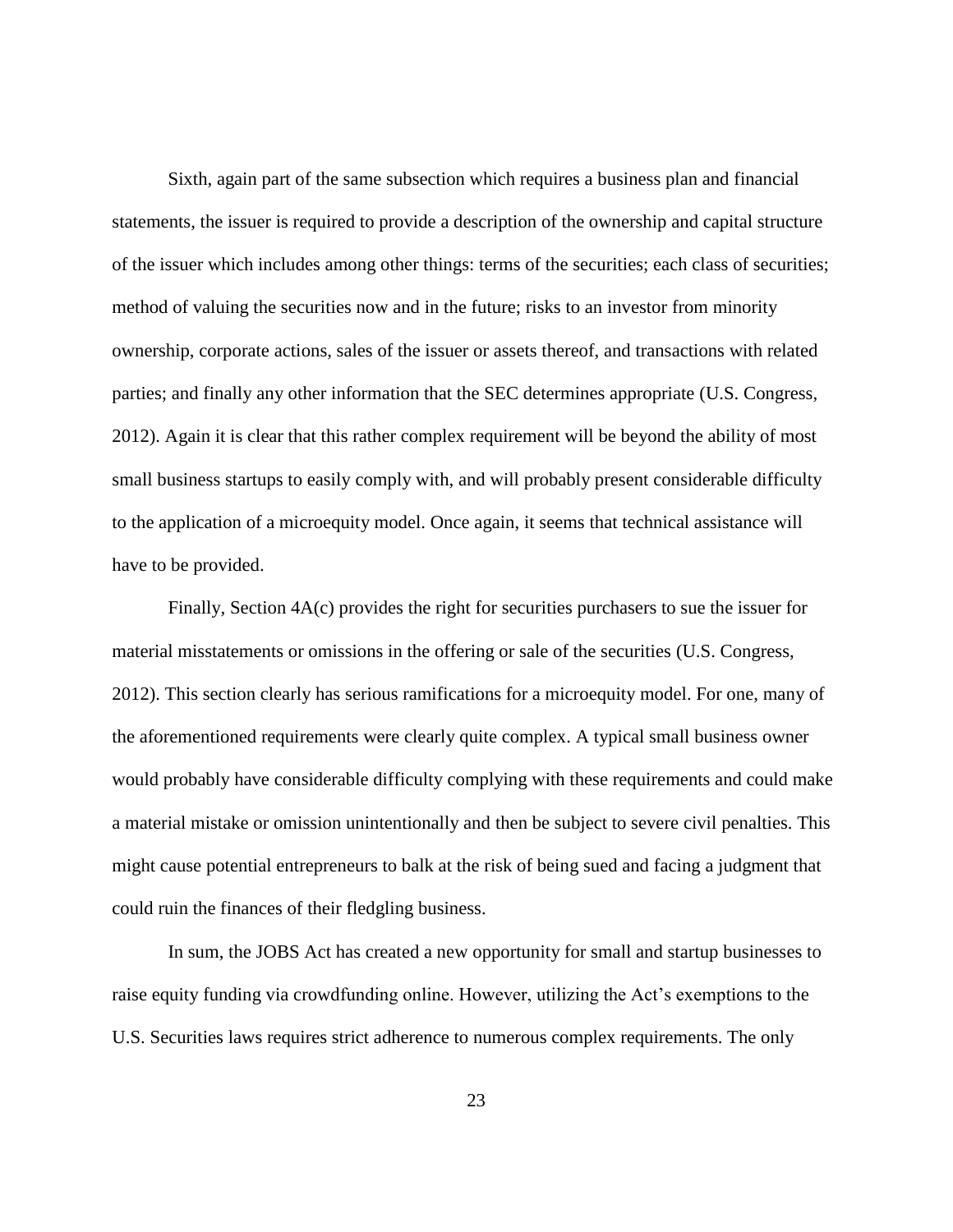Sixth, again part of the same subsection which requires a business plan and financial statements, the issuer is required to provide a description of the ownership and capital structure of the issuer which includes among other things: terms of the securities; each class of securities; method of valuing the securities now and in the future; risks to an investor from minority ownership, corporate actions, sales of the issuer or assets thereof, and transactions with related parties; and finally any other information that the SEC determines appropriate (U.S. Congress, 2012). Again it is clear that this rather complex requirement will be beyond the ability of most small business startups to easily comply with, and will probably present considerable difficulty to the application of a microequity model. Once again, it seems that technical assistance will have to be provided.

Finally, Section 4A(c) provides the right for securities purchasers to sue the issuer for material misstatements or omissions in the offering or sale of the securities (U.S. Congress, 2012). This section clearly has serious ramifications for a microequity model. For one, many of the aforementioned requirements were clearly quite complex. A typical small business owner would probably have considerable difficulty complying with these requirements and could make a material mistake or omission unintentionally and then be subject to severe civil penalties. This might cause potential entrepreneurs to balk at the risk of being sued and facing a judgment that could ruin the finances of their fledgling business.

In sum, the JOBS Act has created a new opportunity for small and startup businesses to raise equity funding via crowdfunding online. However, utilizing the Act's exemptions to the U.S. Securities laws requires strict adherence to numerous complex requirements. The only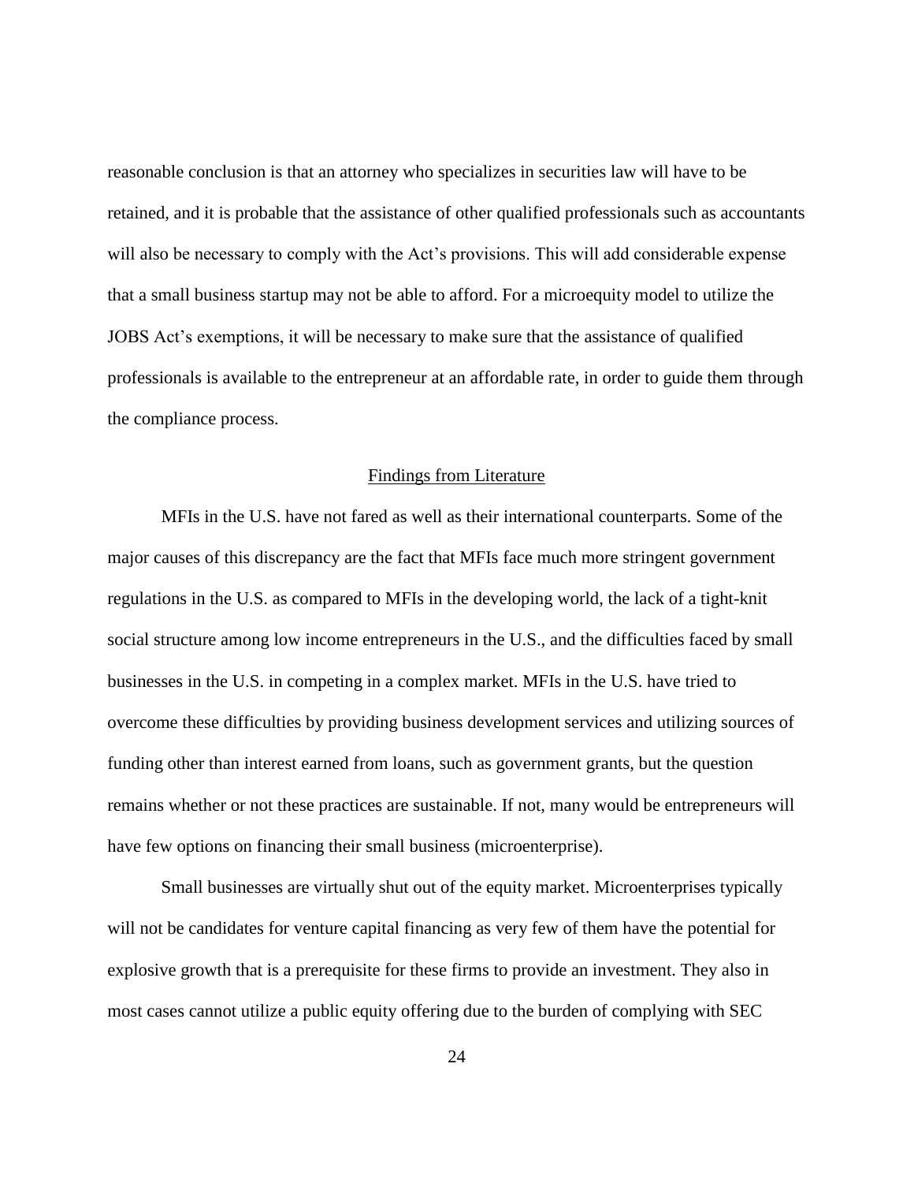reasonable conclusion is that an attorney who specializes in securities law will have to be retained, and it is probable that the assistance of other qualified professionals such as accountants will also be necessary to comply with the Act's provisions. This will add considerable expense that a small business startup may not be able to afford. For a microequity model to utilize the JOBS Act's exemptions, it will be necessary to make sure that the assistance of qualified professionals is available to the entrepreneur at an affordable rate, in order to guide them through the compliance process.

## Findings from Literature

MFIs in the U.S. have not fared as well as their international counterparts. Some of the major causes of this discrepancy are the fact that MFIs face much more stringent government regulations in the U.S. as compared to MFIs in the developing world, the lack of a tight-knit social structure among low income entrepreneurs in the U.S., and the difficulties faced by small businesses in the U.S. in competing in a complex market. MFIs in the U.S. have tried to overcome these difficulties by providing business development services and utilizing sources of funding other than interest earned from loans, such as government grants, but the question remains whether or not these practices are sustainable. If not, many would be entrepreneurs will have few options on financing their small business (microenterprise).

Small businesses are virtually shut out of the equity market. Microenterprises typically will not be candidates for venture capital financing as very few of them have the potential for explosive growth that is a prerequisite for these firms to provide an investment. They also in most cases cannot utilize a public equity offering due to the burden of complying with SEC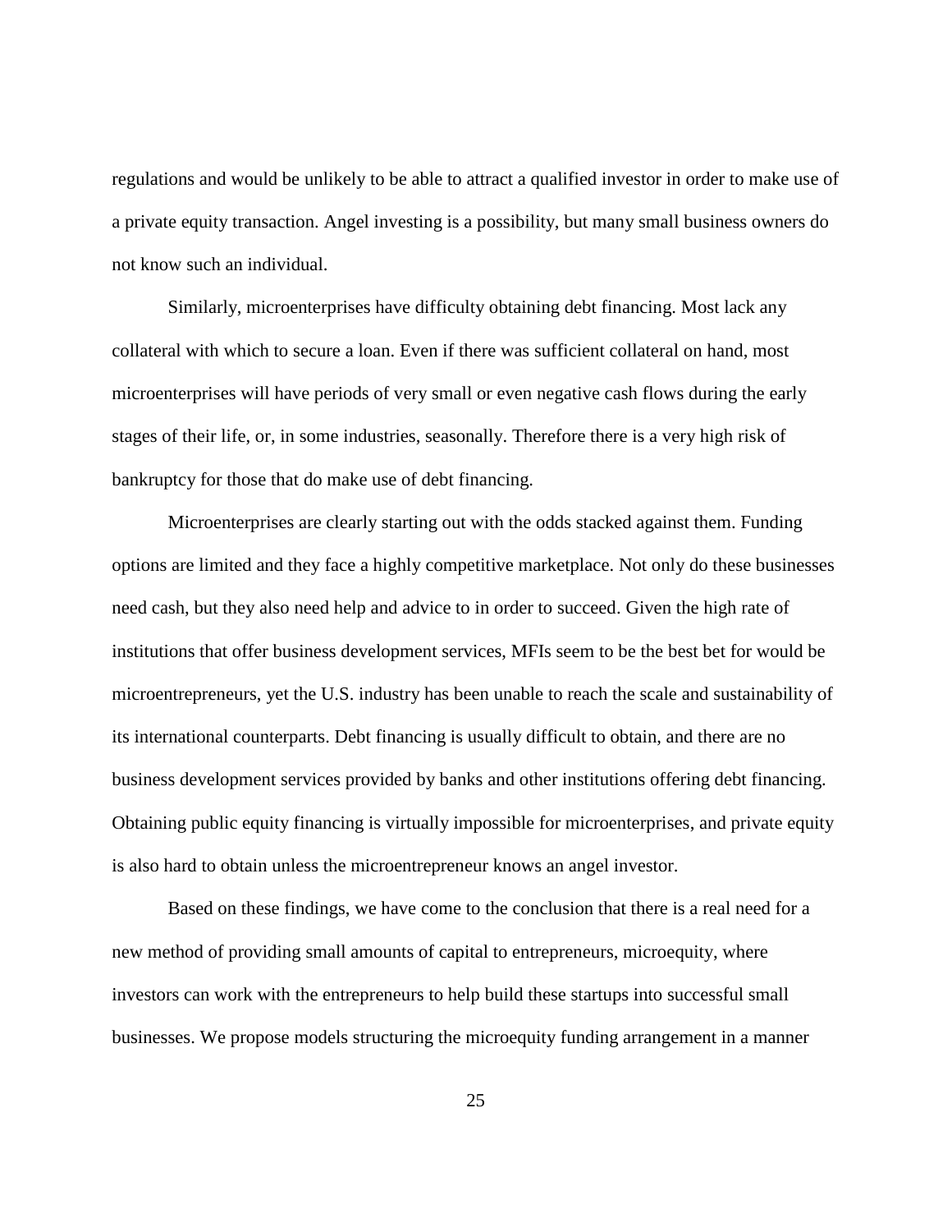regulations and would be unlikely to be able to attract a qualified investor in order to make use of a private equity transaction. Angel investing is a possibility, but many small business owners do not know such an individual.

Similarly, microenterprises have difficulty obtaining debt financing. Most lack any collateral with which to secure a loan. Even if there was sufficient collateral on hand, most microenterprises will have periods of very small or even negative cash flows during the early stages of their life, or, in some industries, seasonally. Therefore there is a very high risk of bankruptcy for those that do make use of debt financing.

Microenterprises are clearly starting out with the odds stacked against them. Funding options are limited and they face a highly competitive marketplace. Not only do these businesses need cash, but they also need help and advice to in order to succeed. Given the high rate of institutions that offer business development services, MFIs seem to be the best bet for would be microentrepreneurs, yet the U.S. industry has been unable to reach the scale and sustainability of its international counterparts. Debt financing is usually difficult to obtain, and there are no business development services provided by banks and other institutions offering debt financing. Obtaining public equity financing is virtually impossible for microenterprises, and private equity is also hard to obtain unless the microentrepreneur knows an angel investor.

Based on these findings, we have come to the conclusion that there is a real need for a new method of providing small amounts of capital to entrepreneurs, microequity, where investors can work with the entrepreneurs to help build these startups into successful small businesses. We propose models structuring the microequity funding arrangement in a manner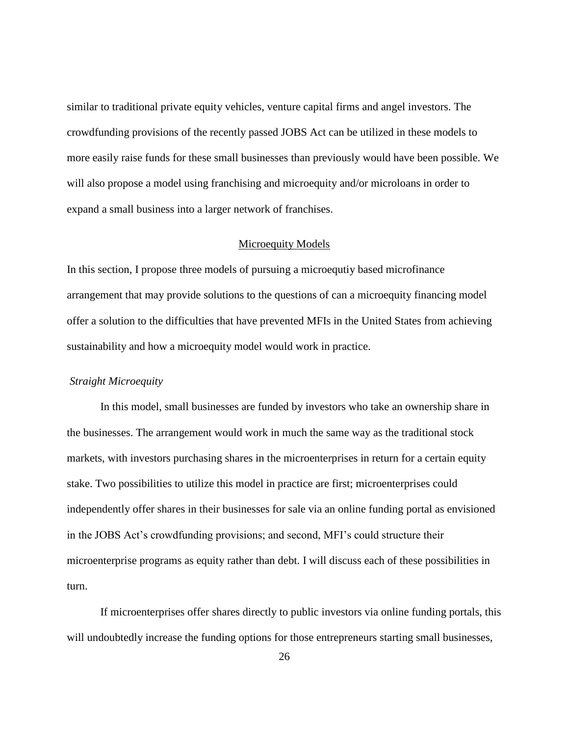similar to traditional private equity vehicles, venture capital firms and angel investors. The crowdfunding provisions of the recently passed JOBS Act can be utilized in these models to more easily raise funds for these small businesses than previously would have been possible. We will also propose a model using franchising and microequity and/or microloans in order to expand a small business into a larger network of franchises.

## Microequity Models

In this section, I propose three models of pursuing a microequtiy based microfinance arrangement that may provide solutions to the questions of can a microequity financing model offer a solution to the difficulties that have prevented MFIs in the United States from achieving sustainability and how a microequity model would work in practice.

### *Straight Microequity*

In this model, small businesses are funded by investors who take an ownership share in the businesses. The arrangement would work in much the same way as the traditional stock markets, with investors purchasing shares in the microenterprises in return for a certain equity stake. Two possibilities to utilize this model in practice are first; microenterprises could independently offer shares in their businesses for sale via an online funding portal as envisioned in the JOBS Act's crowdfunding provisions; and second, MFI's could structure their microenterprise programs as equity rather than debt. I will discuss each of these possibilities in turn.

If microenterprises offer shares directly to public investors via online funding portals, this will undoubtedly increase the funding options for those entrepreneurs starting small businesses,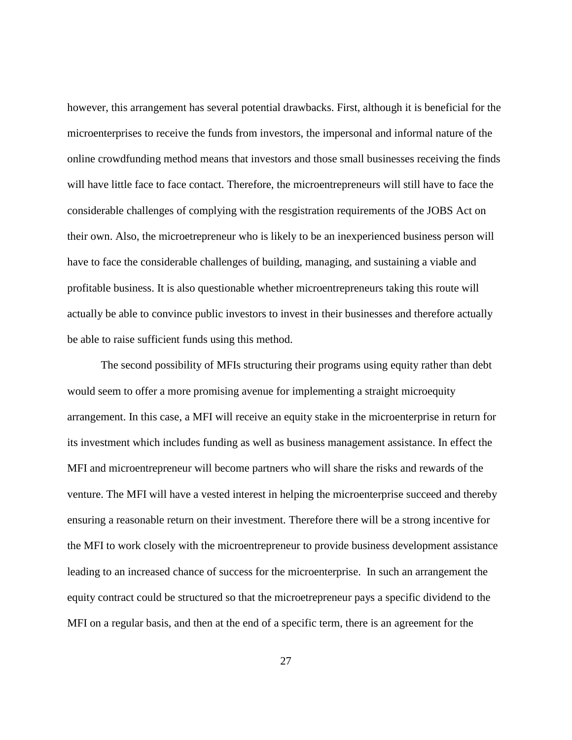however, this arrangement has several potential drawbacks. First, although it is beneficial for the microenterprises to receive the funds from investors, the impersonal and informal nature of the online crowdfunding method means that investors and those small businesses receiving the finds will have little face to face contact. Therefore, the microentrepreneurs will still have to face the considerable challenges of complying with the resgistration requirements of the JOBS Act on their own. Also, the microetrepreneur who is likely to be an inexperienced business person will have to face the considerable challenges of building, managing, and sustaining a viable and profitable business. It is also questionable whether microentrepreneurs taking this route will actually be able to convince public investors to invest in their businesses and therefore actually be able to raise sufficient funds using this method.

The second possibility of MFIs structuring their programs using equity rather than debt would seem to offer a more promising avenue for implementing a straight microequity arrangement. In this case, a MFI will receive an equity stake in the microenterprise in return for its investment which includes funding as well as business management assistance. In effect the MFI and microentrepreneur will become partners who will share the risks and rewards of the venture. The MFI will have a vested interest in helping the microenterprise succeed and thereby ensuring a reasonable return on their investment. Therefore there will be a strong incentive for the MFI to work closely with the microentrepreneur to provide business development assistance leading to an increased chance of success for the microenterprise. In such an arrangement the equity contract could be structured so that the microetrepreneur pays a specific dividend to the MFI on a regular basis, and then at the end of a specific term, there is an agreement for the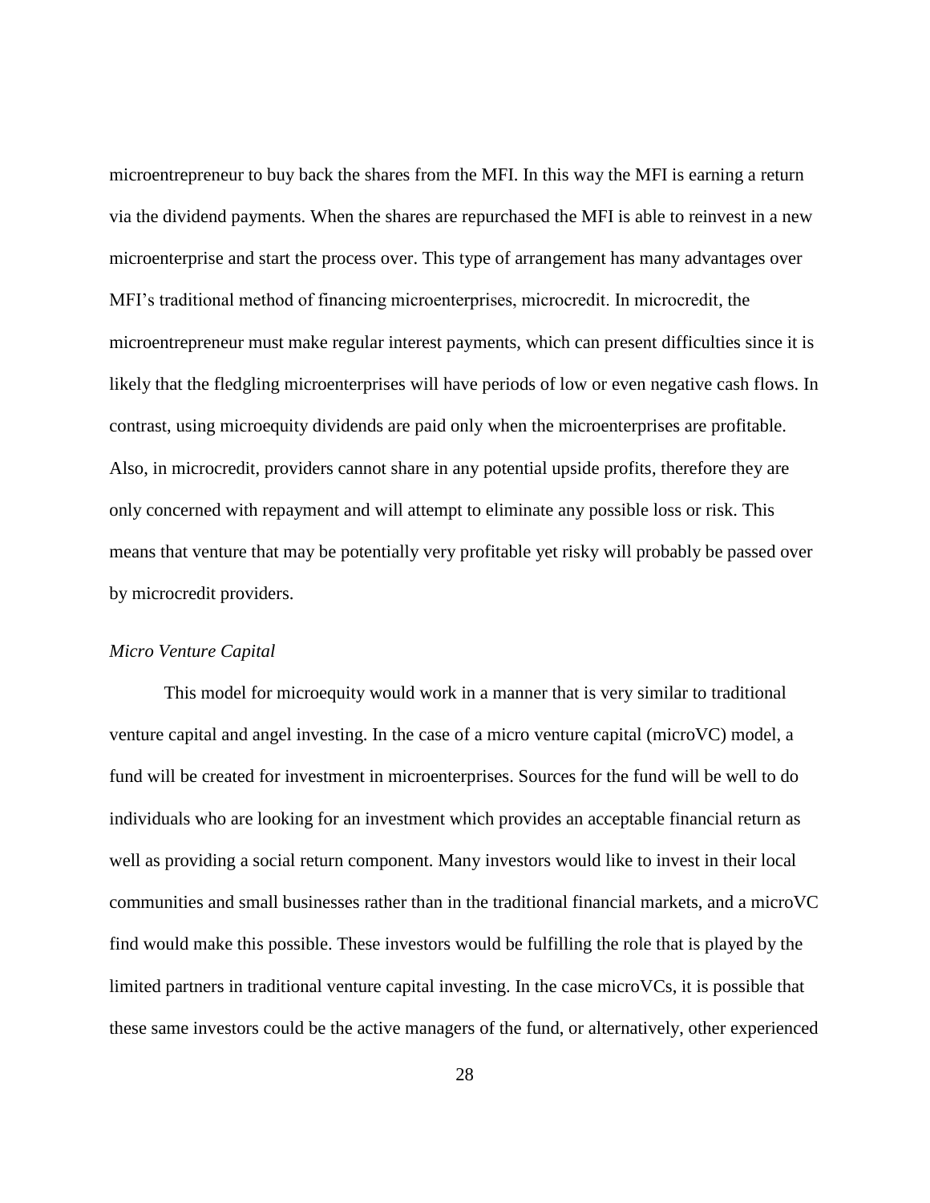microentrepreneur to buy back the shares from the MFI. In this way the MFI is earning a return via the dividend payments. When the shares are repurchased the MFI is able to reinvest in a new microenterprise and start the process over. This type of arrangement has many advantages over MFI's traditional method of financing microenterprises, microcredit. In microcredit, the microentrepreneur must make regular interest payments, which can present difficulties since it is likely that the fledgling microenterprises will have periods of low or even negative cash flows. In contrast, using microequity dividends are paid only when the microenterprises are profitable. Also, in microcredit, providers cannot share in any potential upside profits, therefore they are only concerned with repayment and will attempt to eliminate any possible loss or risk. This means that venture that may be potentially very profitable yet risky will probably be passed over by microcredit providers.

*Micro Venture Capital*

This model for microequity would work in a manner that is very similar to traditional venture capital and angel investing. In the case of a micro venture capital (microVC) model, a fund will be created for investment in microenterprises. Sources for the fund will be well to do individuals who are looking for an investment which provides an acceptable financial return as well as providing a social return component. Many investors would like to invest in their local communities and small businesses rather than in the traditional financial markets, and a microVC find would make this possible. These investors would be fulfilling the role that is played by the limited partners in traditional venture capital investing. In the case microVCs, it is possible that these same investors could be the active managers of the fund, or alternatively, other experienced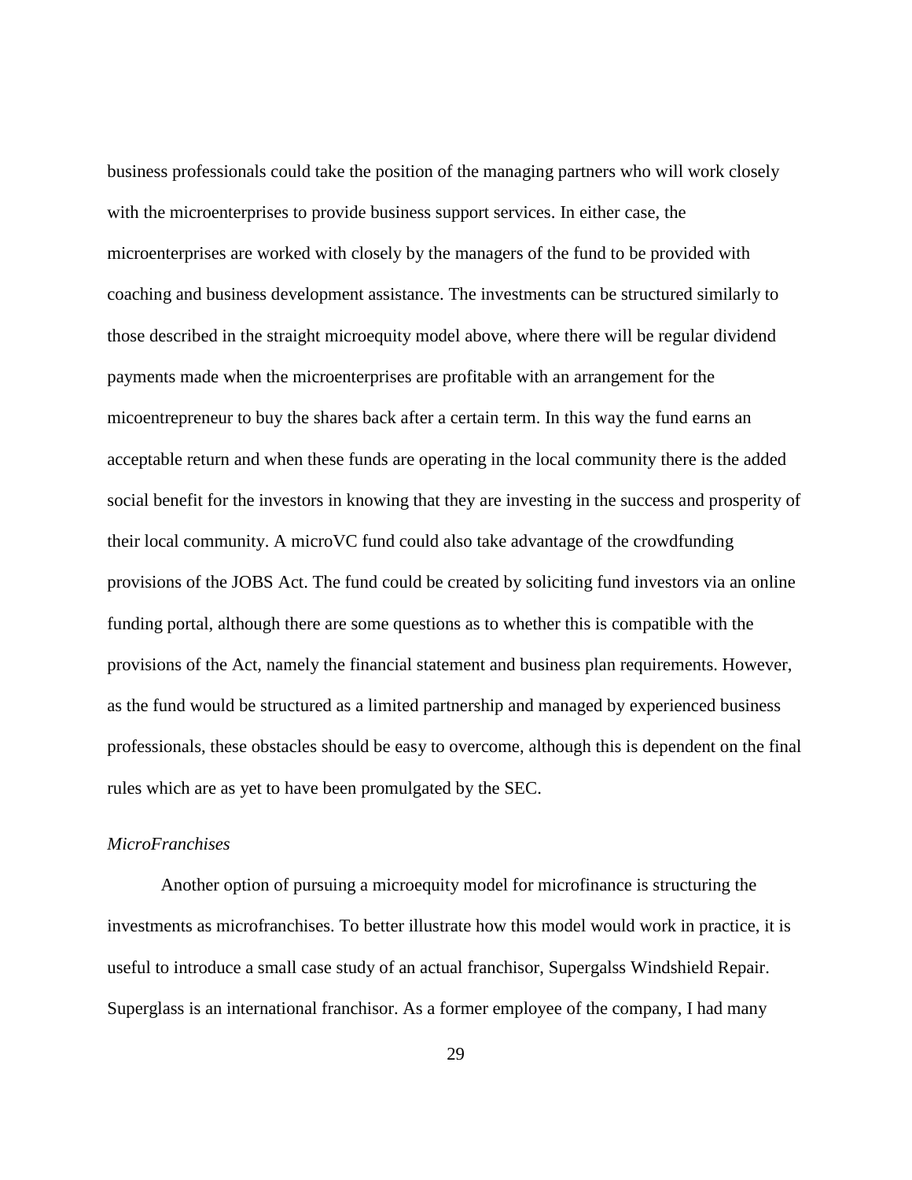business professionals could take the position of the managing partners who will work closely with the microenterprises to provide business support services. In either case, the microenterprises are worked with closely by the managers of the fund to be provided with coaching and business development assistance. The investments can be structured similarly to those described in the straight microequity model above, where there will be regular dividend payments made when the microenterprises are profitable with an arrangement for the micoentrepreneur to buy the shares back after a certain term. In this way the fund earns an acceptable return and when these funds are operating in the local community there is the added social benefit for the investors in knowing that they are investing in the success and prosperity of their local community. A microVC fund could also take advantage of the crowdfunding provisions of the JOBS Act. The fund could be created by soliciting fund investors via an online funding portal, although there are some questions as to whether this is compatible with the provisions of the Act, namely the financial statement and business plan requirements. However, as the fund would be structured as a limited partnership and managed by experienced business professionals, these obstacles should be easy to overcome, although this is dependent on the final rules which are as yet to have been promulgated by the SEC.

*MicroFranchises*

Another option of pursuing a microequity model for microfinance is structuring the investments as microfranchises. To better illustrate how this model would work in practice, it is useful to introduce a small case study of an actual franchisor, Supergalss Windshield Repair. Superglass is an international franchisor. As a former employee of the company, I had many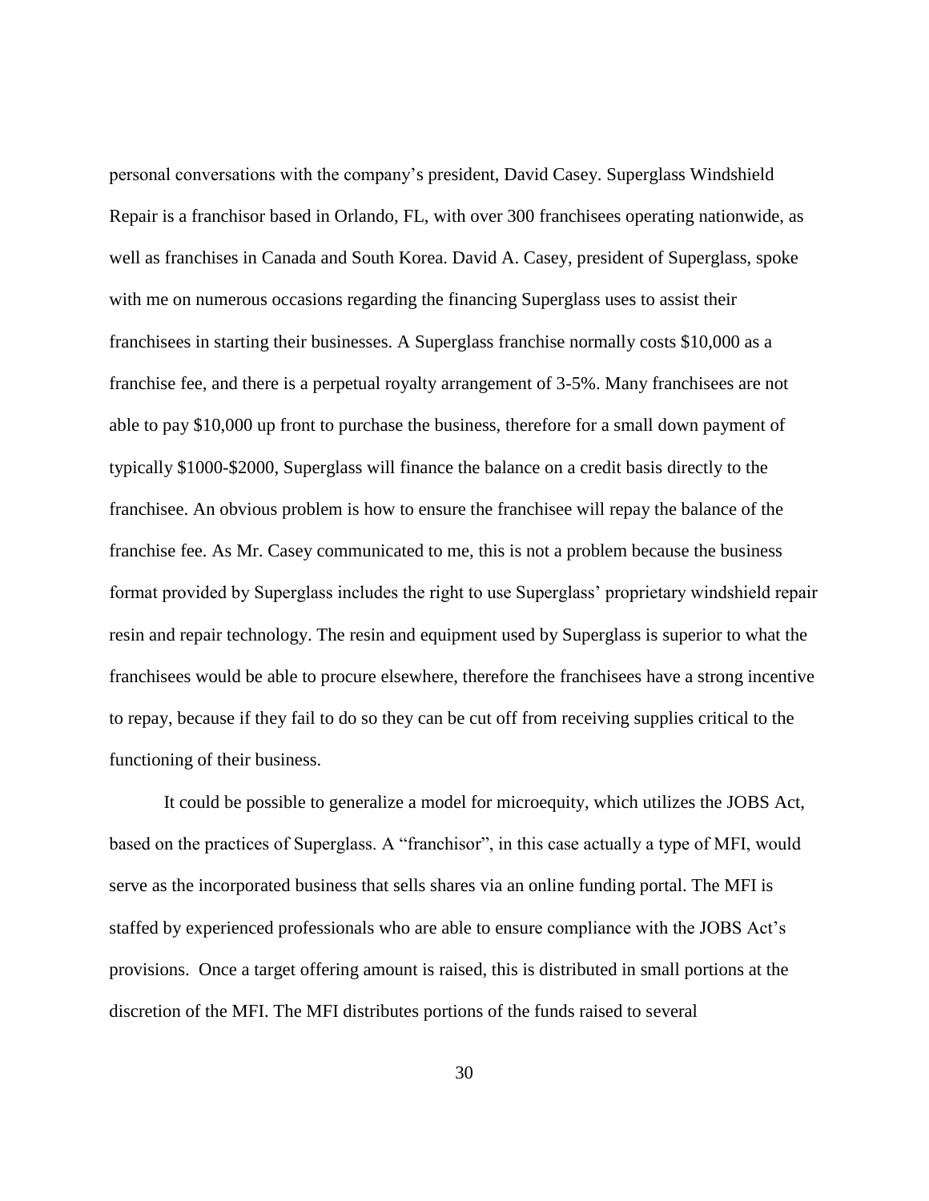personal conversations with the company's president, David Casey. Superglass Windshield Repair is a franchisor based in Orlando, FL, with over 300 franchisees operating nationwide, as well as franchises in Canada and South Korea. David A. Casey, president of Superglass, spoke with me on numerous occasions regarding the financing Superglass uses to assist their franchisees in starting their businesses. A Superglass franchise normally costs $10,000 as a franchise fee, and there is a perpetual royalty arrangement of 3-5%. Many franchisees are not able to pay $10,000 up front to purchase the business, therefore for a small down payment of typically $1000-$2000, Superglass will finance the balance on a credit basis directly to the franchisee. An obvious problem is how to ensure the franchisee will repay the balance of the franchise fee. As Mr. Casey communicated to me, this is not a problem because the business format provided by Superglass includes the right to use Superglass' proprietary windshield repair resin and repair technology. The resin and equipment used by Superglass is superior to what the franchisees would be able to procure elsewhere, therefore the franchisees have a strong incentive to repay, because if they fail to do so they can be cut off from receiving supplies critical to the functioning of their business.

It could be possible to generalize a model for microequity, which utilizes the JOBS Act, based on the practices of Superglass. A "franchisor", in this case actually a type of MFI, would serve as the incorporated business that sells shares via an online funding portal. The MFI is staffed by experienced professionals who are able to ensure compliance with the JOBS Act's provisions. Once a target offering amount is raised, this is distributed in small portions at the discretion of the MFI. The MFI distributes portions of the funds raised to several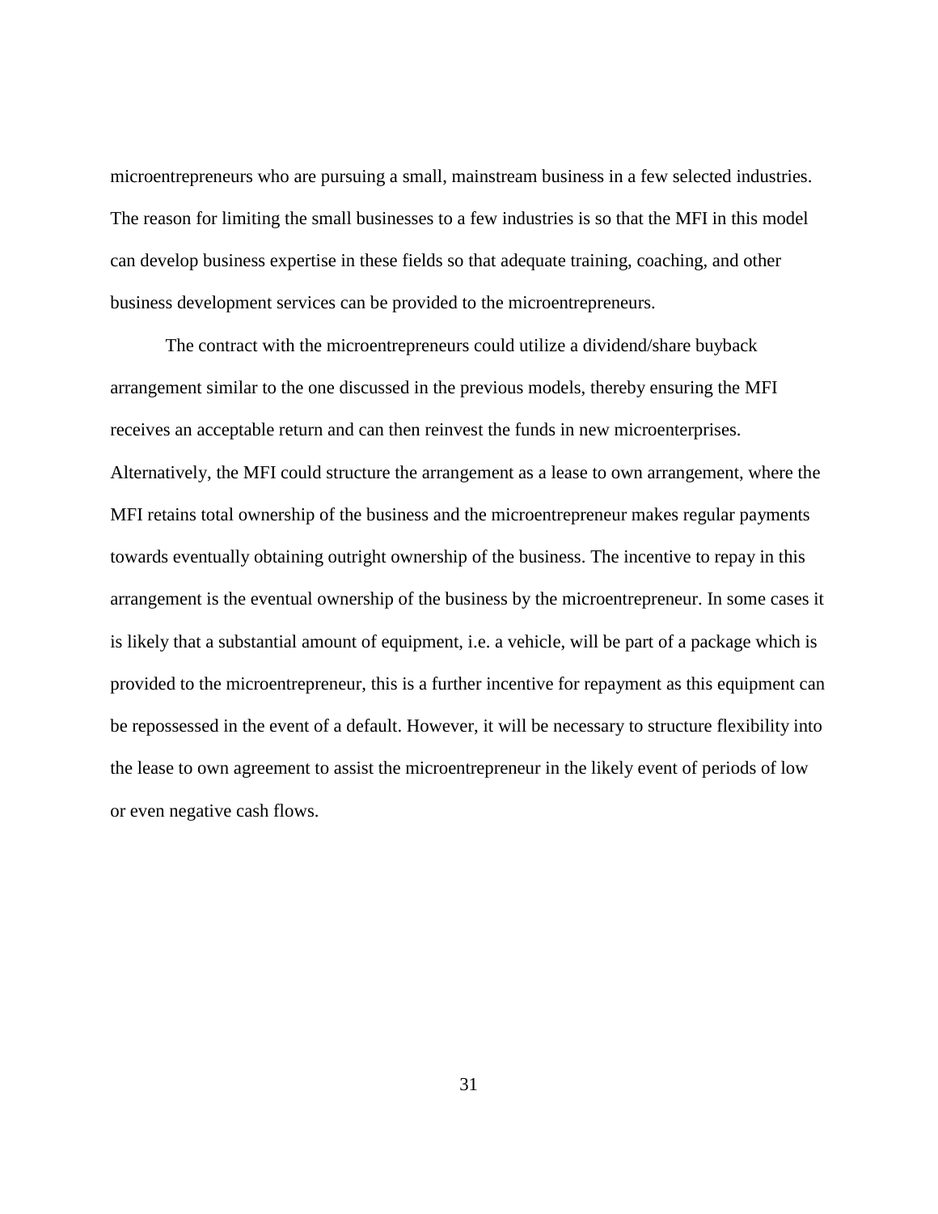microentrepreneurs who are pursuing a small, mainstream business in a few selected industries. The reason for limiting the small businesses to a few industries is so that the MFI in this model can develop business expertise in these fields so that adequate training, coaching, and other business development services can be provided to the microentrepreneurs.

The contract with the microentrepreneurs could utilize a dividend/share buyback arrangement similar to the one discussed in the previous models, thereby ensuring the MFI receives an acceptable return and can then reinvest the funds in new microenterprises. Alternatively, the MFI could structure the arrangement as a lease to own arrangement, where the MFI retains total ownership of the business and the microentrepreneur makes regular payments towards eventually obtaining outright ownership of the business. The incentive to repay in this arrangement is the eventual ownership of the business by the microentrepreneur. In some cases it is likely that a substantial amount of equipment, i.e. a vehicle, will be part of a package which is provided to the microentrepreneur, this is a further incentive for repayment as this equipment can be repossessed in the event of a default. However, it will be necessary to structure flexibility into the lease to own agreement to assist the microentrepreneur in the likely event of periods of low or even negative cash flows.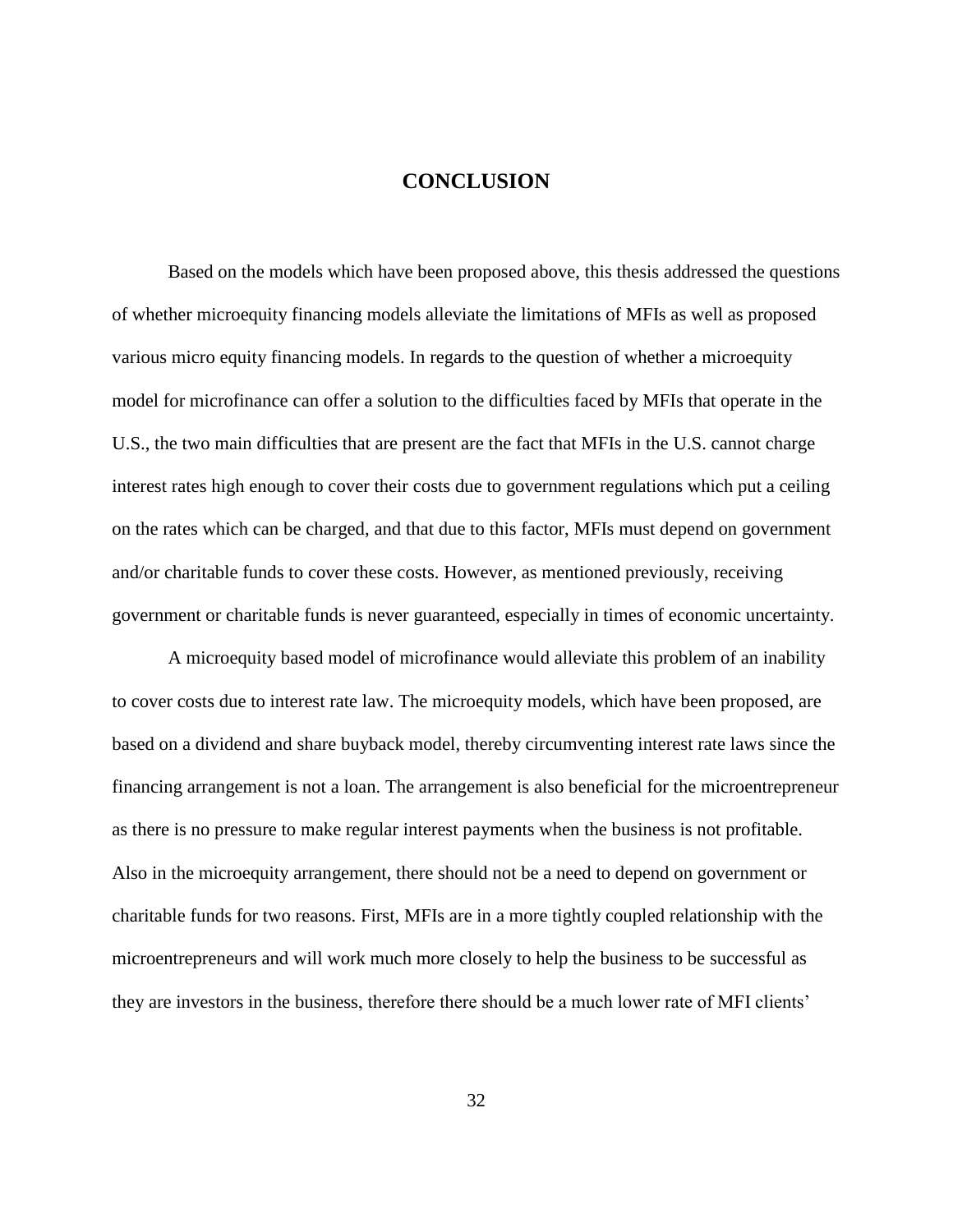# CONCLUSION

Based on the models which have been proposed above, this thesis addressed the questions of whether microequity financing models alleviate the limitations of MFIs as well as proposed various micro equity financing models. In regards to the question of whether a microequity model for microfinance can offer a solution to the difficulties faced by MFIs that operate in the U.S., the two main difficulties that are present are the fact that MFIs in the U.S. cannot charge interest rates high enough to cover their costs due to government regulations which put a ceiling on the rates which can be charged, and that due to this factor, MFIs must depend on government and/or charitable funds to cover these costs. However, as mentioned previously, receiving government or charitable funds is never guaranteed, especially in times of economic uncertainty.

A microequity based model of microfinance would alleviate this problem of an inability to cover costs due to interest rate law. The microequity models, which have been proposed, are based on a dividend and share buyback model, thereby circumventing interest rate laws since the financing arrangement is not a loan. The arrangement is also beneficial for the microentrepreneur as there is no pressure to make regular interest payments when the business is not profitable. Also in the microequity arrangement, there should not be a need to depend on government or charitable funds for two reasons. First, MFIs are in a more tightly coupled relationship with the microentrepreneurs and will work much more closely to help the business to be successful as they are investors in the business, therefore there should be a much lower rate of MFI clients'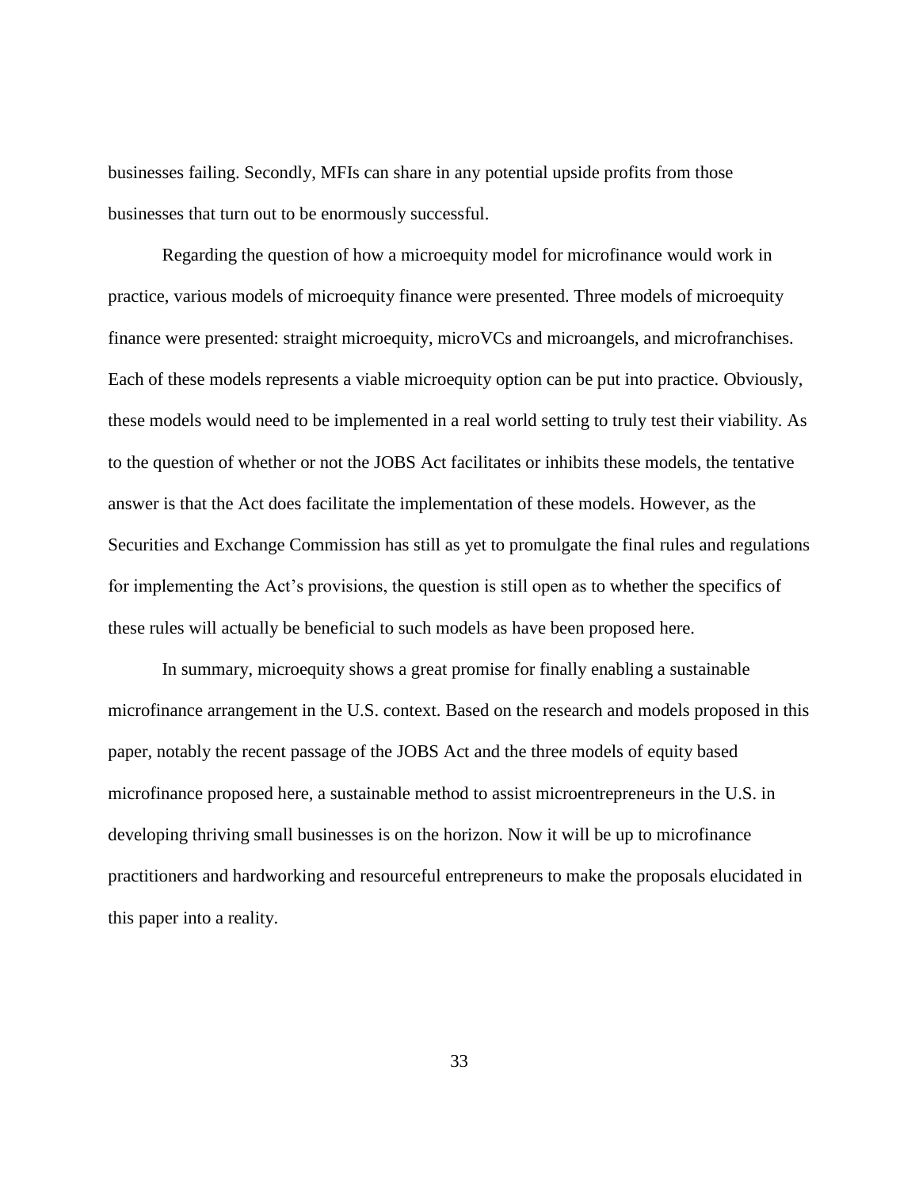businesses failing. Secondly, MFIs can share in any potential upside profits from those businesses that turn out to be enormously successful.

Regarding the question of how a microequity model for microfinance would work in practice, various models of microequity finance were presented. Three models of microequity finance were presented: straight microequity, microVCs and microangels, and microfranchises. Each of these models represents a viable microequity option can be put into practice. Obviously, these models would need to be implemented in a real world setting to truly test their viability. As to the question of whether or not the JOBS Act facilitates or inhibits these models, the tentative answer is that the Act does facilitate the implementation of these models. However, as the Securities and Exchange Commission has still as yet to promulgate the final rules and regulations for implementing the Act's provisions, the question is still open as to whether the specifics of these rules will actually be beneficial to such models as have been proposed here.

In summary, microequity shows a great promise for finally enabling a sustainable microfinance arrangement in the U.S. context. Based on the research and models proposed in this paper, notably the recent passage of the JOBS Act and the three models of equity based microfinance proposed here, a sustainable method to assist microentrepreneurs in the U.S. in developing thriving small businesses is on the horizon. Now it will be up to microfinance practitioners and hardworking and resourceful entrepreneurs to make the proposals elucidated in this paper into a reality.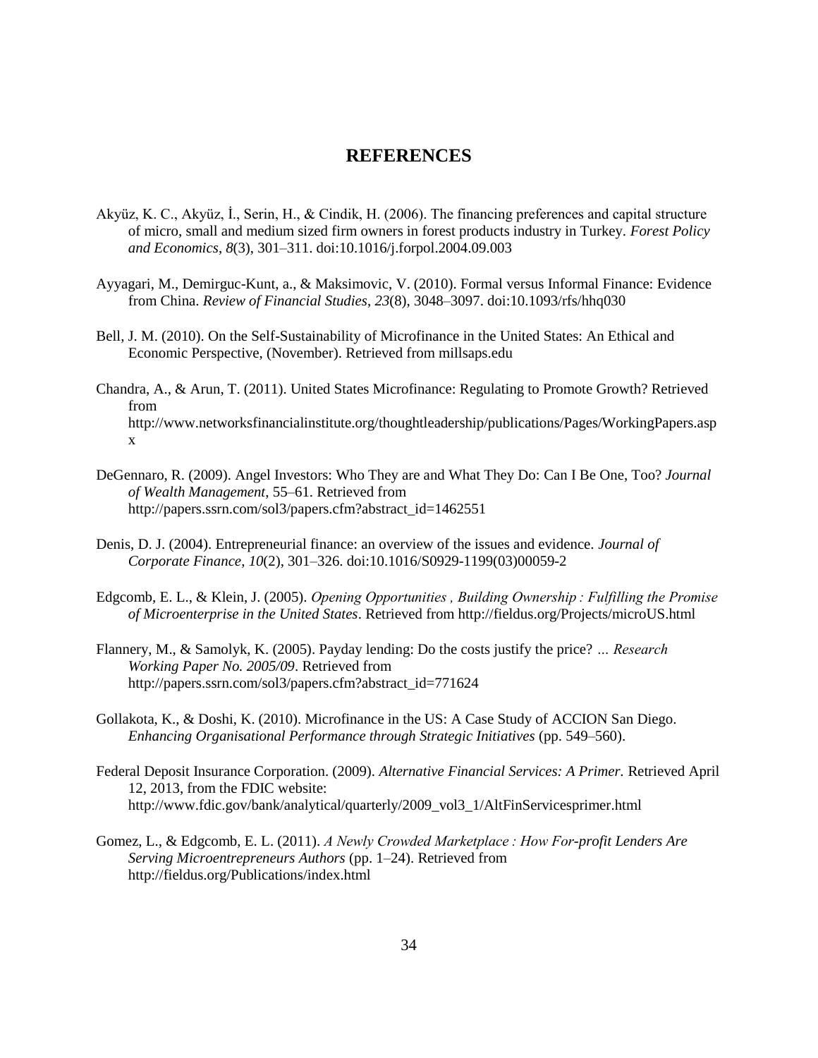# REFERENCES

Akyüz, K. C., Akyüz, İ., Serin, H., & Cindik, H. (2006). The financing preferences and capital structure of micro, small and medium sized firm owners in forest products industry in Turkey. *Forest Policy and Economics*, *8*(3), 301–311. doi:10.1016/j.forpol.2004.09.003

Ayyagari, M., Demirguc-Kunt, a., & Maksimovic, V. (2010). Formal versus Informal Finance: Evidence from China. *Review of Financial Studies*, *23*(8), 3048–3097. doi:10.1093/rfs/hhq030

Bell, J. M. (2010). On the Self-Sustainability of Microfinance in the United States: An Ethical and Economic Perspective, (November). Retrieved from millsaps.edu

Chandra, A., & Arun, T. (2011). United States Microfinance: Regulating to Promote Growth? Retrieved from http://www.networksfinancialinstitute.org/thoughtleadership/publications/Pages/WorkingPapers.aspx

DeGennaro, R. (2009). Angel Investors: Who They are and What They Do: Can I Be One, Too? *Journal of Wealth Management*, 55–61. Retrieved from http://papers.ssrn.com/sol3/papers.cfm?abstract_id=1462551

Denis, D. J. (2004). Entrepreneurial finance: an overview of the issues and evidence. *Journal of Corporate Finance*, *10*(2), 301–326. doi:10.1016/S0929-1199(03)00059-2

Edgcomb, E. L., & Klein, J. (2005). *Opening Opportunities , Building Ownership : Fulfilling the Promise of Microenterprise in the United States*. Retrieved from http://fieldus.org/Projects/microUS.html

Flannery, M., & Samolyk, K. (2005). Payday lending: Do the costs justify the price? *… Research Working Paper No. 2005/09*. Retrieved from http://papers.ssrn.com/sol3/papers.cfm?abstract_id=771624

Gollakota, K., & Doshi, K. (2010). Microfinance in the US: A Case Study of ACCION San Diego. *Enhancing Organisational Performance through Strategic Initiatives* (pp. 549–560).

Federal Deposit Insurance Corporation. (2009). *Alternative Financial Services: A Primer.* Retrieved April 12, 2013, from the FDIC website: http://www.fdic.gov/bank/analytical/quarterly/2009_vol3_1/AltFinServicesprimer.html

Gomez, L., & Edgcomb, E. L. (2011). *A Newly Crowded Marketplace : How For-profit Lenders Are Serving Microentrepreneurs Authors* (pp. 1–24). Retrieved from http://fieldus.org/Publications/index.html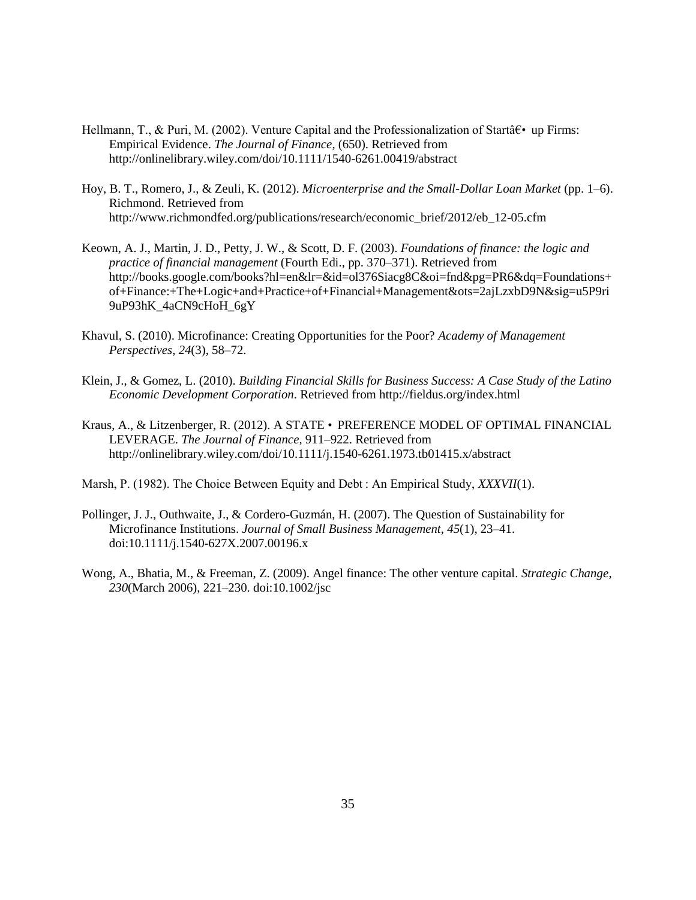Hellmann, T., & Puri, M. (2002). Venture Capital and the Professionalization of Startâ€• up Firms: Empirical Evidence. *The Journal of Finance*, (650). Retrieved from http://onlinelibrary.wiley.com/doi/10.1111/1540-6261.00419/abstract

Hoy, B. T., Romero, J., & Zeuli, K. (2012). *Microenterprise and the Small-Dollar Loan Market* (pp. 1–6). Richmond. Retrieved from http://www.richmondfed.org/publications/research/economic_brief/2012/eb_12-05.cfm

Keown, A. J., Martin, J. D., Petty, J. W., & Scott, D. F. (2003). *Foundations of finance: the logic and practice of financial management* (Fourth Edi., pp. 370–371). Retrieved from http://books.google.com/books?hl=en&lr=&id=ol376Siacg8C&oi=fnd&pg=PR6&dq=Foundations+of+Finance:+The+Logic+and+Practice+of+Financial+Management&ots=2ajLzxbD9N&sig=u5P9ri9uP93hK_4aCN9cHoH_6gY

Khavul, S. (2010). Microfinance: Creating Opportunities for the Poor? *Academy of Management Perspectives*, *24*(3), 58–72.

Klein, J., & Gomez, L. (2010). *Building Financial Skills for Business Success: A Case Study of the Latino Economic Development Corporation*. Retrieved from http://fieldus.org/index.html

Kraus, A., & Litzenberger, R. (2012). A STATE • PREFERENCE MODEL OF OPTIMAL FINANCIAL LEVERAGE. *The Journal of Finance*, 911–922. Retrieved from http://onlinelibrary.wiley.com/doi/10.1111/j.1540-6261.1973.tb01415.x/abstract

Marsh, P. (1982). The Choice Between Equity and Debt : An Empirical Study, *XXXVII*(1).

Pollinger, J. J., Outhwaite, J., & Cordero-Guzmán, H. (2007). The Question of Sustainability for Microfinance Institutions. *Journal of Small Business Management*, *45*(1), 23–41. doi:10.1111/j.1540-627X.2007.00196.x

Wong, A., Bhatia, M., & Freeman, Z. (2009). Angel finance: The other venture capital. *Strategic Change*, *230*(March 2006), 221–230. doi:10.1002/jsc